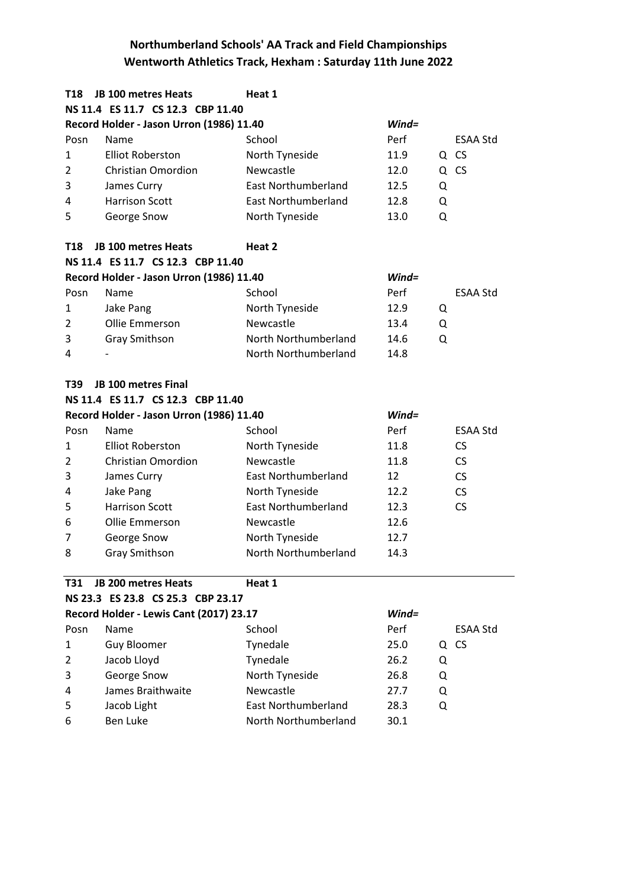# Northumberland Schools' AA Track and Field Championships
## Wentworth Athletics Track, Hexham : Saturday 11th June 2022

### T18 JB 100 metres Heats — Heat 1

**NS 11.4 ES 11.7 CS 12.3 CBP 11.40**

**Record Holder - Jason Urron (1986) 11.40** — *Wind=*

| Posn | Name | School | Perf | | ESAA Std |
|---|---|---|---|---|---|
| 1 | Elliot Roberston | North Tyneside | 11.9 | Q | CS |
| 2 | Christian Omordion | Newcastle | 12.0 | Q | CS |
| 3 | James Curry | East Northumberland | 12.5 | Q | |
| 4 | Harrison Scott | East Northumberland | 12.8 | Q | |
| 5 | George Snow | North Tyneside | 13.0 | Q | |

### T18 JB 100 metres Heats — Heat 2

**NS 11.4 ES 11.7 CS 12.3 CBP 11.40**

**Record Holder - Jason Urron (1986) 11.40** — *Wind=*

| Posn | Name | School | Perf | | ESAA Std |
|---|---|---|---|---|---|
| 1 | Jake Pang | North Tyneside | 12.9 | Q | |
| 2 | Ollie Emmerson | Newcastle | 13.4 | Q | |
| 3 | Gray Smithson | North Northumberland | 14.6 | Q | |
| 4 | - | North Northumberland | 14.8 | | |

### T39 JB 100 metres Final

**NS 11.4 ES 11.7 CS 12.3 CBP 11.40**

**Record Holder - Jason Urron (1986) 11.40** — *Wind=*

| Posn | Name | School | Perf | ESAA Std |
|---|---|---|---|---|
| 1 | Elliot Roberston | North Tyneside | 11.8 | CS |
| 2 | Christian Omordion | Newcastle | 11.8 | CS |
| 3 | James Curry | East Northumberland | 12 | CS |
| 4 | Jake Pang | North Tyneside | 12.2 | CS |
| 5 | Harrison Scott | East Northumberland | 12.3 | CS |
| 6 | Ollie Emmerson | Newcastle | 12.6 | |
| 7 | George Snow | North Tyneside | 12.7 | |
| 8 | Gray Smithson | North Northumberland | 14.3 | |

### T31 JB 200 metres Heats — Heat 1

**NS 23.3 ES 23.8 CS 25.3 CBP 23.17**

**Record Holder - Lewis Cant (2017) 23.17** — *Wind=*

| Posn | Name | School | Perf | | ESAA Std |
|---|---|---|---|---|---|
| 1 | Guy Bloomer | Tynedale | 25.0 | Q | CS |
| 2 | Jacob Lloyd | Tynedale | 26.2 | Q | |
| 3 | George Snow | North Tyneside | 26.8 | Q | |
| 4 | James Braithwaite | Newcastle | 27.7 | Q | |
| 5 | Jacob Light | East Northumberland | 28.3 | Q | |
| 6 | Ben Luke | North Northumberland | 30.1 | | |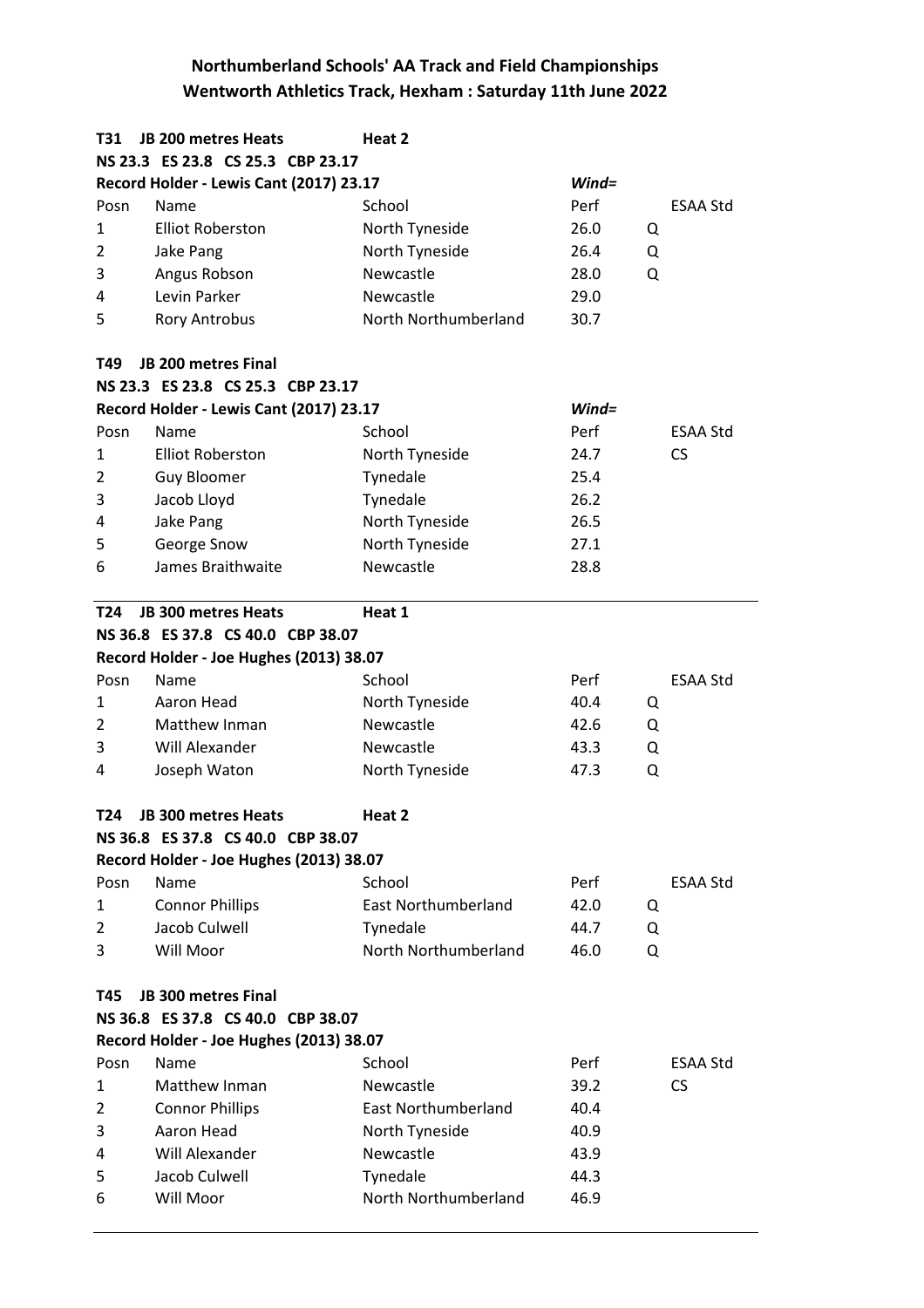# Northumberland Schools' AA Track and Field Championships
## Wentworth Athletics Track, Hexham : Saturday 11th June 2022

**T31 JB 200 metres Heats** **Heat 2**

**NS 23.3 ES 23.8 CS 25.3 CBP 23.17**

**Record Holder - Lewis Cant (2017) 23.17** ***Wind=***

| Posn | Name | School | Perf | | ESAA Std |
|---|---|---|---|---|---|
| 1 | Elliot Roberston | North Tyneside | 26.0 | Q | |
| 2 | Jake Pang | North Tyneside | 26.4 | Q | |
| 3 | Angus Robson | Newcastle | 28.0 | Q | |
| 4 | Levin Parker | Newcastle | 29.0 | | |
| 5 | Rory Antrobus | North Northumberland | 30.7 | | |

**T49 JB 200 metres Final**

**NS 23.3 ES 23.8 CS 25.3 CBP 23.17**

**Record Holder - Lewis Cant (2017) 23.17** ***Wind=***

| Posn | Name | School | Perf | ESAA Std |
|---|---|---|---|---|
| 1 | Elliot Roberston | North Tyneside | 24.7 | CS |
| 2 | Guy Bloomer | Tynedale | 25.4 | |
| 3 | Jacob Lloyd | Tynedale | 26.2 | |
| 4 | Jake Pang | North Tyneside | 26.5 | |
| 5 | George Snow | North Tyneside | 27.1 | |
| 6 | James Braithwaite | Newcastle | 28.8 | |

**T24 JB 300 metres Heats** **Heat 1**

**NS 36.8 ES 37.8 CS 40.0 CBP 38.07**

**Record Holder - Joe Hughes (2013) 38.07**

| Posn | Name | School | Perf | | ESAA Std |
|---|---|---|---|---|---|
| 1 | Aaron Head | North Tyneside | 40.4 | Q | |
| 2 | Matthew Inman | Newcastle | 42.6 | Q | |
| 3 | Will Alexander | Newcastle | 43.3 | Q | |
| 4 | Joseph Waton | North Tyneside | 47.3 | Q | |

**T24 JB 300 metres Heats** **Heat 2**

**NS 36.8 ES 37.8 CS 40.0 CBP 38.07**

**Record Holder - Joe Hughes (2013) 38.07**

| Posn | Name | School | Perf | | ESAA Std |
|---|---|---|---|---|---|
| 1 | Connor Phillips | East Northumberland | 42.0 | Q | |
| 2 | Jacob Culwell | Tynedale | 44.7 | Q | |
| 3 | Will Moor | North Northumberland | 46.0 | Q | |

**T45 JB 300 metres Final**

**NS 36.8 ES 37.8 CS 40.0 CBP 38.07**

**Record Holder - Joe Hughes (2013) 38.07**

| Posn | Name | School | Perf | ESAA Std |
|---|---|---|---|---|
| 1 | Matthew Inman | Newcastle | 39.2 | CS |
| 2 | Connor Phillips | East Northumberland | 40.4 | |
| 3 | Aaron Head | North Tyneside | 40.9 | |
| 4 | Will Alexander | Newcastle | 43.9 | |
| 5 | Jacob Culwell | Tynedale | 44.3 | |
| 6 | Will Moor | North Northumberland | 46.9 | |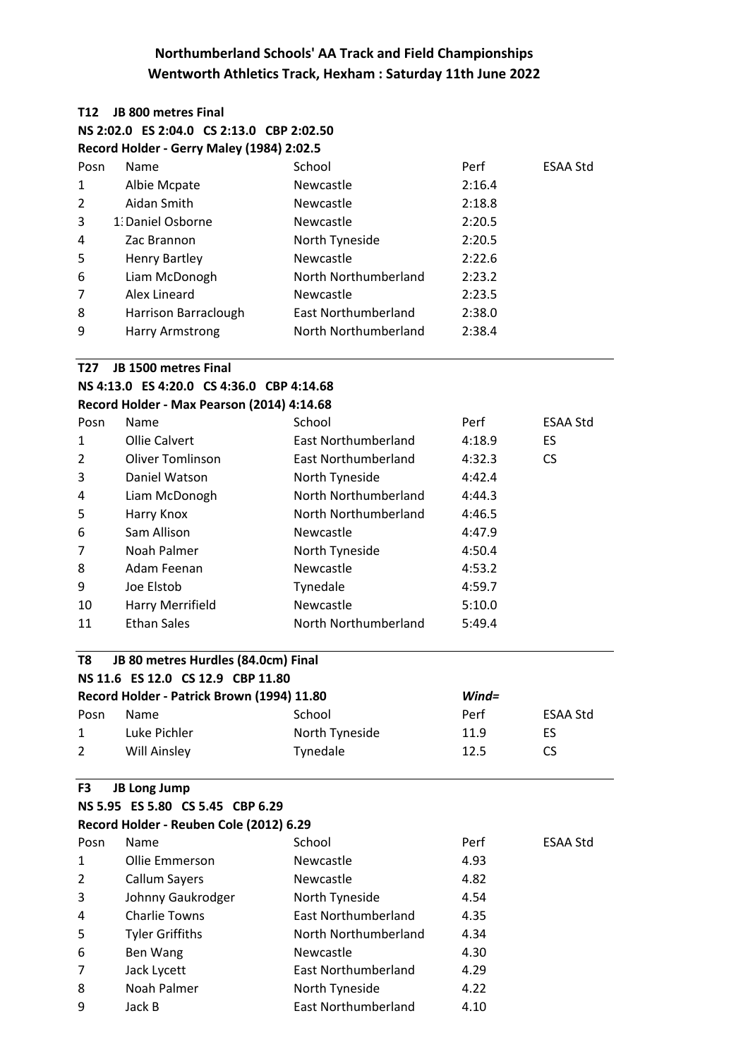**Northumberland Schools' AA Track and Field Championships**
**Wentworth Athletics Track, Hexham : Saturday 11th June 2022**

**T12 JB 800 metres Final**
**NS 2:02.0 ES 2:04.0 CS 2:13.0 CBP 2:02.50**
**Record Holder - Gerry Maley (1984) 2:02.5**

| Posn | Name | School | Perf | ESAA Std |
|---|---|---|---|---|
| 1 | Albie Mcpate | Newcastle | 2:16.4 | |
| 2 | Aidan Smith | Newcastle | 2:18.8 | |
| 3 | 1: Daniel Osborne | Newcastle | 2:20.5 | |
| 4 | Zac Brannon | North Tyneside | 2:20.5 | |
| 5 | Henry Bartley | Newcastle | 2:22.6 | |
| 6 | Liam McDonogh | North Northumberland | 2:23.2 | |
| 7 | Alex Lineard | Newcastle | 2:23.5 | |
| 8 | Harrison Barraclough | East Northumberland | 2:38.0 | |
| 9 | Harry Armstrong | North Northumberland | 2:38.4 | |

**T27 JB 1500 metres Final**
**NS 4:13.0 ES 4:20.0 CS 4:36.0 CBP 4:14.68**
**Record Holder - Max Pearson (2014) 4:14.68**

| Posn | Name | School | Perf | ESAA Std |
|---|---|---|---|---|
| 1 | Ollie Calvert | East Northumberland | 4:18.9 | ES |
| 2 | Oliver Tomlinson | East Northumberland | 4:32.3 | CS |
| 3 | Daniel Watson | North Tyneside | 4:42.4 | |
| 4 | Liam McDonogh | North Northumberland | 4:44.3 | |
| 5 | Harry Knox | North Northumberland | 4:46.5 | |
| 6 | Sam Allison | Newcastle | 4:47.9 | |
| 7 | Noah Palmer | North Tyneside | 4:50.4 | |
| 8 | Adam Feenan | Newcastle | 4:53.2 | |
| 9 | Joe Elstob | Tynedale | 4:59.7 | |
| 10 | Harry Merrifield | Newcastle | 5:10.0 | |
| 11 | Ethan Sales | North Northumberland | 5:49.4 | |

**T8 JB 80 metres Hurdles (84.0cm) Final**
**NS 11.6 ES 12.0 CS 12.9 CBP 11.80**
**Record Holder - Patrick Brown (1994) 11.80** *Wind=*

| Posn | Name | School | Perf | ESAA Std |
|---|---|---|---|---|
| 1 | Luke Pichler | North Tyneside | 11.9 | ES |
| 2 | Will Ainsley | Tynedale | 12.5 | CS |

**F3 JB Long Jump**
**NS 5.95 ES 5.80 CS 5.45 CBP 6.29**
**Record Holder - Reuben Cole (2012) 6.29**

| Posn | Name | School | Perf | ESAA Std |
|---|---|---|---|---|
| 1 | Ollie Emmerson | Newcastle | 4.93 | |
| 2 | Callum Sayers | Newcastle | 4.82 | |
| 3 | Johnny Gaukrodger | North Tyneside | 4.54 | |
| 4 | Charlie Towns | East Northumberland | 4.35 | |
| 5 | Tyler Griffiths | North Northumberland | 4.34 | |
| 6 | Ben Wang | Newcastle | 4.30 | |
| 7 | Jack Lycett | East Northumberland | 4.29 | |
| 8 | Noah Palmer | North Tyneside | 4.22 | |
| 9 | Jack B | East Northumberland | 4.10 | |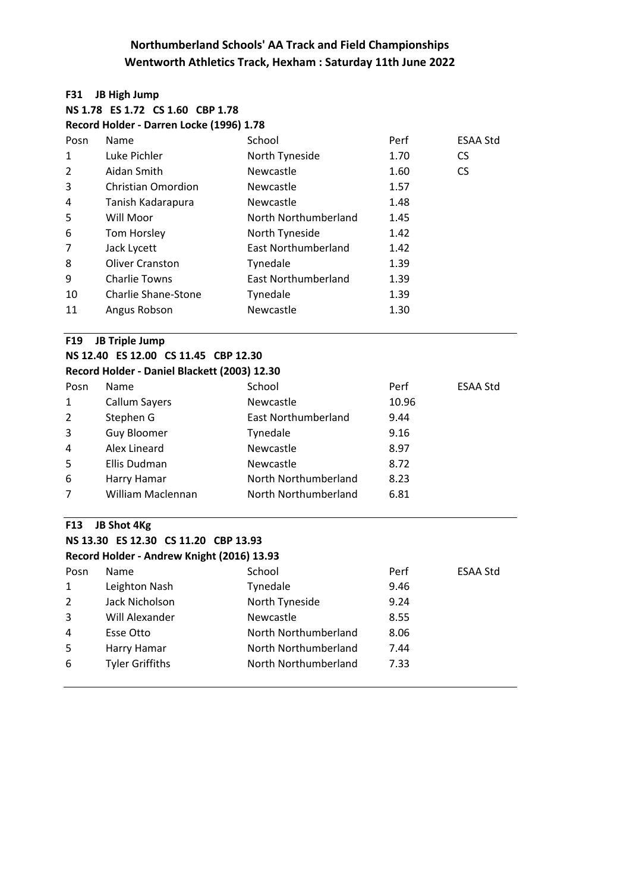# Northumberland Schools' AA Track and Field Championships
## Wentworth Athletics Track, Hexham : Saturday 11th June 2022

### F31 JB High Jump

**NS 1.78 ES 1.72 CS 1.60 CBP 1.78**

**Record Holder - Darren Locke (1996) 1.78**

| Posn | Name | School | Perf | ESAA Std |
|---|---|---|---|---|
| 1 | Luke Pichler | North Tyneside | 1.70 | CS |
| 2 | Aidan Smith | Newcastle | 1.60 | CS |
| 3 | Christian Omordion | Newcastle | 1.57 | |
| 4 | Tanish Kadarapura | Newcastle | 1.48 | |
| 5 | Will Moor | North Northumberland | 1.45 | |
| 6 | Tom Horsley | North Tyneside | 1.42 | |
| 7 | Jack Lycett | East Northumberland | 1.42 | |
| 8 | Oliver Cranston | Tynedale | 1.39 | |
| 9 | Charlie Towns | East Northumberland | 1.39 | |
| 10 | Charlie Shane-Stone | Tynedale | 1.39 | |
| 11 | Angus Robson | Newcastle | 1.30 | |

### F19 JB Triple Jump

**NS 12.40 ES 12.00 CS 11.45 CBP 12.30**

**Record Holder - Daniel Blackett (2003) 12.30**

| Posn | Name | School | Perf | ESAA Std |
|---|---|---|---|---|
| 1 | Callum Sayers | Newcastle | 10.96 | |
| 2 | Stephen G | East Northumberland | 9.44 | |
| 3 | Guy Bloomer | Tynedale | 9.16 | |
| 4 | Alex Lineard | Newcastle | 8.97 | |
| 5 | Ellis Dudman | Newcastle | 8.72 | |
| 6 | Harry Hamar | North Northumberland | 8.23 | |
| 7 | William Maclennan | North Northumberland | 6.81 | |

### F13 JB Shot 4Kg

**NS 13.30 ES 12.30 CS 11.20 CBP 13.93**

**Record Holder - Andrew Knight (2016) 13.93**

| Posn | Name | School | Perf | ESAA Std |
|---|---|---|---|---|
| 1 | Leighton Nash | Tynedale | 9.46 | |
| 2 | Jack Nicholson | North Tyneside | 9.24 | |
| 3 | Will Alexander | Newcastle | 8.55 | |
| 4 | Esse Otto | North Northumberland | 8.06 | |
| 5 | Harry Hamar | North Northumberland | 7.44 | |
| 6 | Tyler Griffiths | North Northumberland | 7.33 | |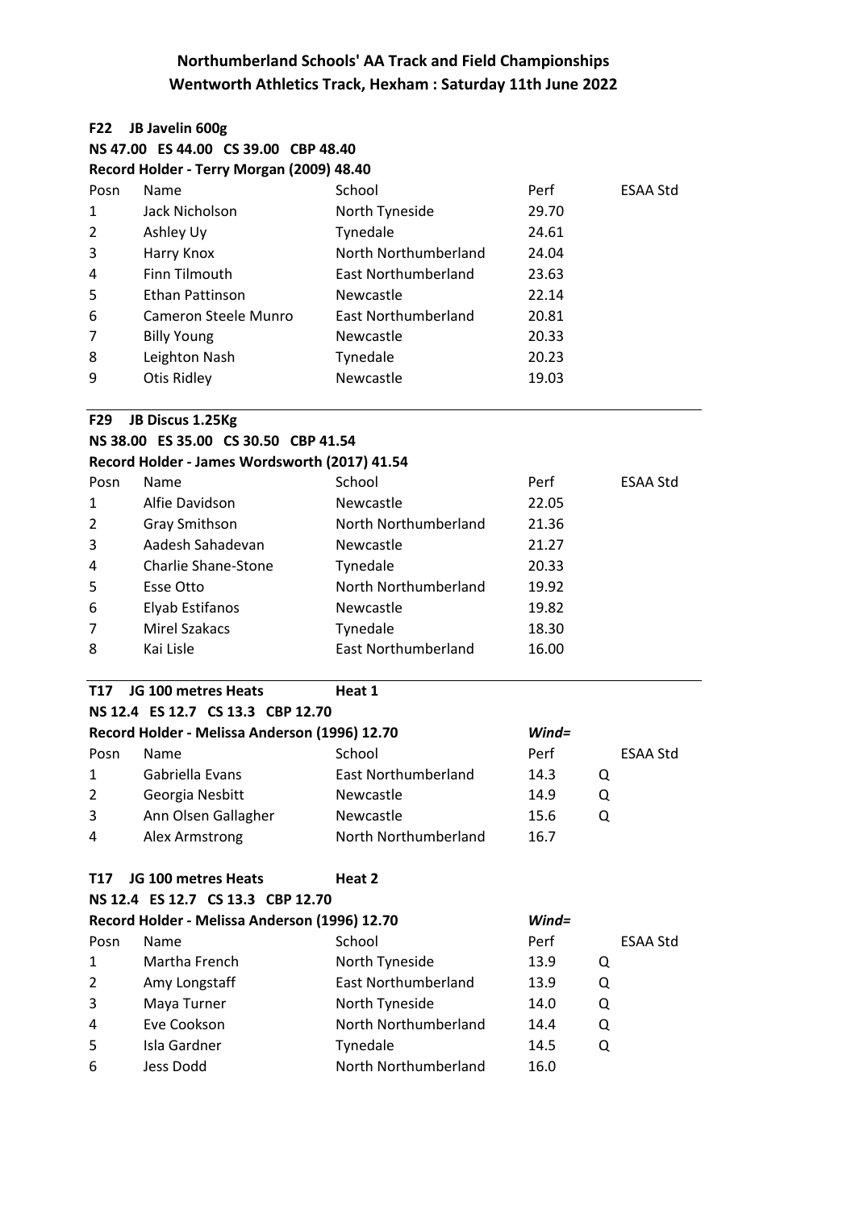## Northumberland Schools' AA Track and Field Championships
## Wentworth Athletics Track, Hexham : Saturday 11th June 2022

**F22 JB Javelin 600g**

**NS 47.00 ES 44.00 CS 39.00 CBP 48.40**

**Record Holder - Terry Morgan (2009) 48.40**

| Posn | Name | School | Perf | ESAA Std |
|---|---|---|---|---|
| 1 | Jack Nicholson | North Tyneside | 29.70 | |
| 2 | Ashley Uy | Tynedale | 24.61 | |
| 3 | Harry Knox | North Northumberland | 24.04 | |
| 4 | Finn Tilmouth | East Northumberland | 23.63 | |
| 5 | Ethan Pattinson | Newcastle | 22.14 | |
| 6 | Cameron Steele Munro | East Northumberland | 20.81 | |
| 7 | Billy Young | Newcastle | 20.33 | |
| 8 | Leighton Nash | Tynedale | 20.23 | |
| 9 | Otis Ridley | Newcastle | 19.03 | |

**F29 JB Discus 1.25Kg**

**NS 38.00 ES 35.00 CS 30.50 CBP 41.54**

**Record Holder - James Wordsworth (2017) 41.54**

| Posn | Name | School | Perf | ESAA Std |
|---|---|---|---|---|
| 1 | Alfie Davidson | Newcastle | 22.05 | |
| 2 | Gray Smithson | North Northumberland | 21.36 | |
| 3 | Aadesh Sahadevan | Newcastle | 21.27 | |
| 4 | Charlie Shane-Stone | Tynedale | 20.33 | |
| 5 | Esse Otto | North Northumberland | 19.92 | |
| 6 | Elyab Estifanos | Newcastle | 19.82 | |
| 7 | Mirel Szakacs | Tynedale | 18.30 | |
| 8 | Kai Lisle | East Northumberland | 16.00 | |

**T17 JG 100 metres Heats Heat 1**

**NS 12.4 ES 12.7 CS 13.3 CBP 12.70**

**Record Holder - Melissa Anderson (1996) 12.70** *Wind=*

| Posn | Name | School | Perf | | ESAA Std |
|---|---|---|---|---|---|
| 1 | Gabriella Evans | East Northumberland | 14.3 | Q | |
| 2 | Georgia Nesbitt | Newcastle | 14.9 | Q | |
| 3 | Ann Olsen Gallagher | Newcastle | 15.6 | Q | |
| 4 | Alex Armstrong | North Northumberland | 16.7 | | |

**T17 JG 100 metres Heats Heat 2**

**NS 12.4 ES 12.7 CS 13.3 CBP 12.70**

**Record Holder - Melissa Anderson (1996) 12.70** *Wind=*

| Posn | Name | School | Perf | | ESAA Std |
|---|---|---|---|---|---|
| 1 | Martha French | North Tyneside | 13.9 | Q | |
| 2 | Amy Longstaff | East Northumberland | 13.9 | Q | |
| 3 | Maya Turner | North Tyneside | 14.0 | Q | |
| 4 | Eve Cookson | North Northumberland | 14.4 | Q | |
| 5 | Isla Gardner | Tynedale | 14.5 | Q | |
| 6 | Jess Dodd | North Northumberland | 16.0 | | |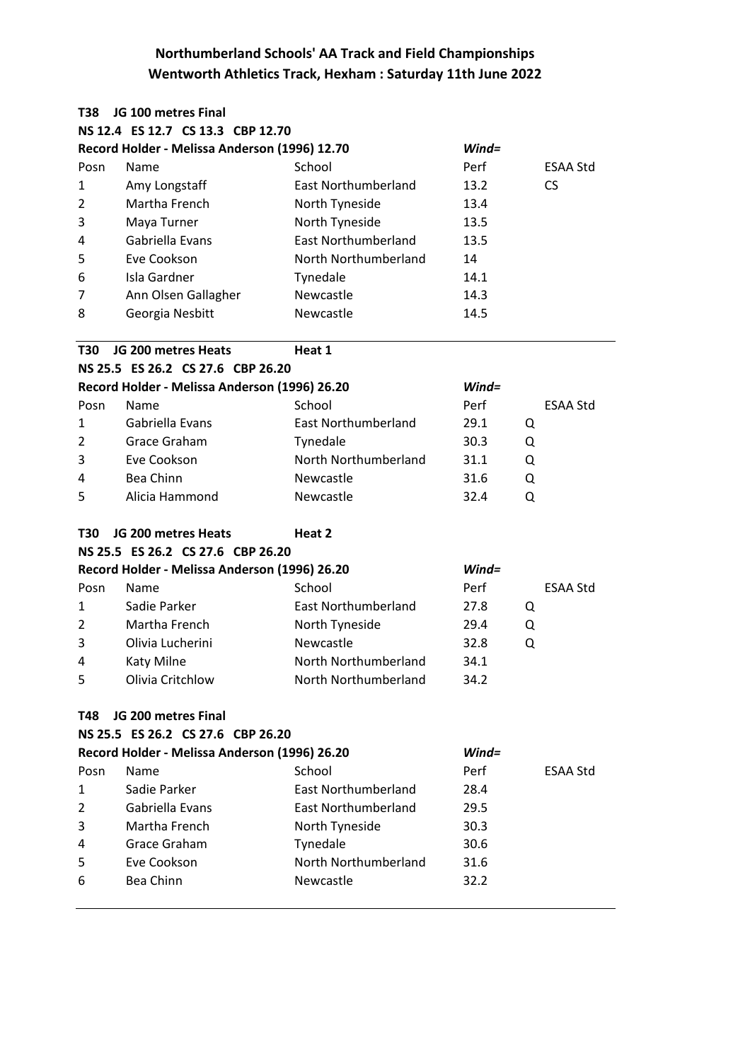**Northumberland Schools' AA Track and Field Championships**
**Wentworth Athletics Track, Hexham : Saturday 11th June 2022**

**T38 JG 100 metres Final**
**NS 12.4 ES 12.7 CS 13.3 CBP 12.70**
**Record Holder - Melissa Anderson (1996) 12.70** *Wind=*

| Posn | Name | School | Perf | ESAA Std |
|---|---|---|---|---|
| 1 | Amy Longstaff | East Northumberland | 13.2 | CS |
| 2 | Martha French | North Tyneside | 13.4 | |
| 3 | Maya Turner | North Tyneside | 13.5 | |
| 4 | Gabriella Evans | East Northumberland | 13.5 | |
| 5 | Eve Cookson | North Northumberland | 14 | |
| 6 | Isla Gardner | Tynedale | 14.1 | |
| 7 | Ann Olsen Gallagher | Newcastle | 14.3 | |
| 8 | Georgia Nesbitt | Newcastle | 14.5 | |

**T30 JG 200 metres Heats** **Heat 1**
**NS 25.5 ES 26.2 CS 27.6 CBP 26.20**
**Record Holder - Melissa Anderson (1996) 26.20** *Wind=*

| Posn | Name | School | Perf | | ESAA Std |
|---|---|---|---|---|---|
| 1 | Gabriella Evans | East Northumberland | 29.1 | Q | |
| 2 | Grace Graham | Tynedale | 30.3 | Q | |
| 3 | Eve Cookson | North Northumberland | 31.1 | Q | |
| 4 | Bea Chinn | Newcastle | 31.6 | Q | |
| 5 | Alicia Hammond | Newcastle | 32.4 | Q | |

**T30 JG 200 metres Heats** **Heat 2**
**NS 25.5 ES 26.2 CS 27.6 CBP 26.20**
**Record Holder - Melissa Anderson (1996) 26.20** *Wind=*

| Posn | Name | School | Perf | | ESAA Std |
|---|---|---|---|---|---|
| 1 | Sadie Parker | East Northumberland | 27.8 | Q | |
| 2 | Martha French | North Tyneside | 29.4 | Q | |
| 3 | Olivia Lucherini | Newcastle | 32.8 | Q | |
| 4 | Katy Milne | North Northumberland | 34.1 | | |
| 5 | Olivia Critchlow | North Northumberland | 34.2 | | |

**T48 JG 200 metres Final**
**NS 25.5 ES 26.2 CS 27.6 CBP 26.20**
**Record Holder - Melissa Anderson (1996) 26.20** *Wind=*

| Posn | Name | School | Perf | ESAA Std |
|---|---|---|---|---|
| 1 | Sadie Parker | East Northumberland | 28.4 | |
| 2 | Gabriella Evans | East Northumberland | 29.5 | |
| 3 | Martha French | North Tyneside | 30.3 | |
| 4 | Grace Graham | Tynedale | 30.6 | |
| 5 | Eve Cookson | North Northumberland | 31.6 | |
| 6 | Bea Chinn | Newcastle | 32.2 | |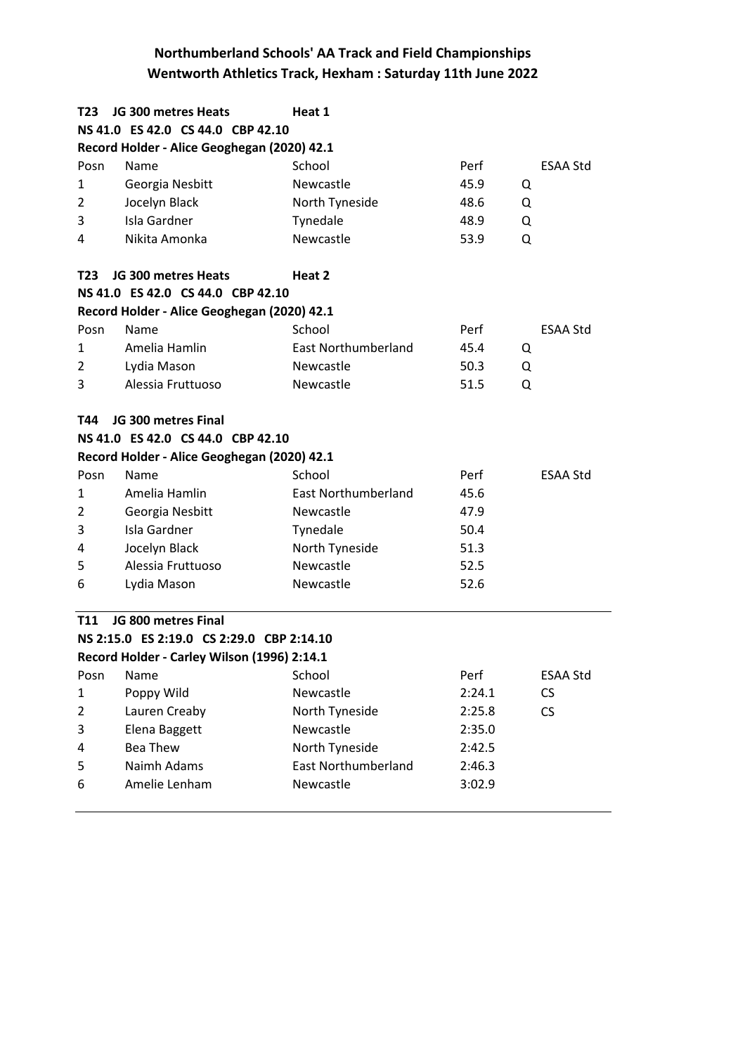# Northumberland Schools' AA Track and Field Championships

## Wentworth Athletics Track, Hexham : Saturday 11th June 2022

**T23 JG 300 metres Heats** **Heat 1**

**NS 41.0 ES 42.0 CS 44.0 CBP 42.10**

**Record Holder - Alice Geoghegan (2020) 42.1**

| Posn | Name | School | Perf | | ESAA Std |
|---|---|---|---|---|---|
| 1 | Georgia Nesbitt | Newcastle | 45.9 | Q | |
| 2 | Jocelyn Black | North Tyneside | 48.6 | Q | |
| 3 | Isla Gardner | Tynedale | 48.9 | Q | |
| 4 | Nikita Amonka | Newcastle | 53.9 | Q | |

**T23 JG 300 metres Heats** **Heat 2**

**NS 41.0 ES 42.0 CS 44.0 CBP 42.10**

**Record Holder - Alice Geoghegan (2020) 42.1**

| Posn | Name | School | Perf | | ESAA Std |
|---|---|---|---|---|---|
| 1 | Amelia Hamlin | East Northumberland | 45.4 | Q | |
| 2 | Lydia Mason | Newcastle | 50.3 | Q | |
| 3 | Alessia Fruttuoso | Newcastle | 51.5 | Q | |

**T44 JG 300 metres Final**

**NS 41.0 ES 42.0 CS 44.0 CBP 42.10**

**Record Holder - Alice Geoghegan (2020) 42.1**

| Posn | Name | School | Perf | ESAA Std |
|---|---|---|---|---|
| 1 | Amelia Hamlin | East Northumberland | 45.6 | |
| 2 | Georgia Nesbitt | Newcastle | 47.9 | |
| 3 | Isla Gardner | Tynedale | 50.4 | |
| 4 | Jocelyn Black | North Tyneside | 51.3 | |
| 5 | Alessia Fruttuoso | Newcastle | 52.5 | |
| 6 | Lydia Mason | Newcastle | 52.6 | |

**T11 JG 800 metres Final**

**NS 2:15.0 ES 2:19.0 CS 2:29.0 CBP 2:14.10**

**Record Holder - Carley Wilson (1996) 2:14.1**

| Posn | Name | School | Perf | ESAA Std |
|---|---|---|---|---|
| 1 | Poppy Wild | Newcastle | 2:24.1 | CS |
| 2 | Lauren Creaby | North Tyneside | 2:25.8 | CS |
| 3 | Elena Baggett | Newcastle | 2:35.0 | |
| 4 | Bea Thew | North Tyneside | 2:42.5 | |
| 5 | Naimh Adams | East Northumberland | 2:46.3 | |
| 6 | Amelie Lenham | Newcastle | 3:02.9 | |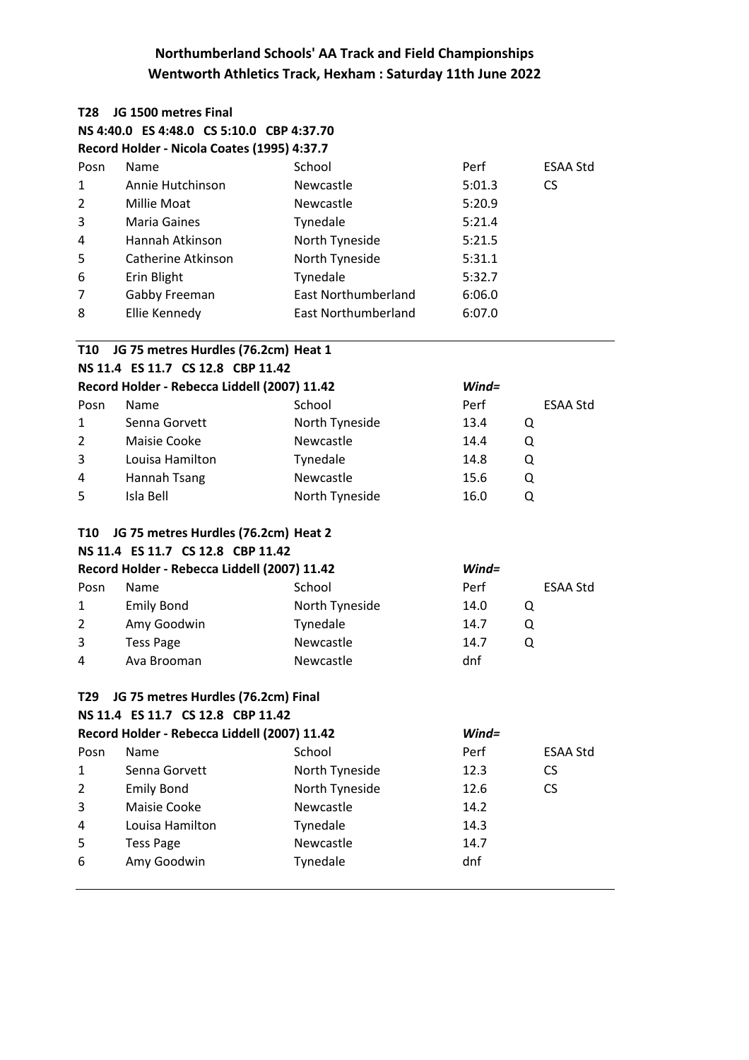# Northumberland Schools' AA Track and Field Championships
## Wentworth Athletics Track, Hexham : Saturday 11th June 2022

**T28 JG 1500 metres Final**
**NS 4:40.0 ES 4:48.0 CS 5:10.0 CBP 4:37.70**
**Record Holder - Nicola Coates (1995) 4:37.7**

| Posn | Name | School | Perf | ESAA Std |
|---|---|---|---|---|
| 1 | Annie Hutchinson | Newcastle | 5:01.3 | CS |
| 2 | Millie Moat | Newcastle | 5:20.9 | |
| 3 | Maria Gaines | Tynedale | 5:21.4 | |
| 4 | Hannah Atkinson | North Tyneside | 5:21.5 | |
| 5 | Catherine Atkinson | North Tyneside | 5:31.1 | |
| 6 | Erin Blight | Tynedale | 5:32.7 | |
| 7 | Gabby Freeman | East Northumberland | 6:06.0 | |
| 8 | Ellie Kennedy | East Northumberland | 6:07.0 | |

**T10 JG 75 metres Hurdles (76.2cm) Heat 1**
**NS 11.4 ES 11.7 CS 12.8 CBP 11.42**
**Record Holder - Rebecca Liddell (2007) 11.42** *Wind=*

| Posn | Name | School | Perf | | ESAA Std |
|---|---|---|---|---|---|
| 1 | Senna Gorvett | North Tyneside | 13.4 | Q | |
| 2 | Maisie Cooke | Newcastle | 14.4 | Q | |
| 3 | Louisa Hamilton | Tynedale | 14.8 | Q | |
| 4 | Hannah Tsang | Newcastle | 15.6 | Q | |
| 5 | Isla Bell | North Tyneside | 16.0 | Q | |

**T10 JG 75 metres Hurdles (76.2cm) Heat 2**
**NS 11.4 ES 11.7 CS 12.8 CBP 11.42**
**Record Holder - Rebecca Liddell (2007) 11.42** *Wind=*

| Posn | Name | School | Perf | | ESAA Std |
|---|---|---|---|---|---|
| 1 | Emily Bond | North Tyneside | 14.0 | Q | |
| 2 | Amy Goodwin | Tynedale | 14.7 | Q | |
| 3 | Tess Page | Newcastle | 14.7 | Q | |
| 4 | Ava Brooman | Newcastle | dnf | | |

**T29 JG 75 metres Hurdles (76.2cm) Final**
**NS 11.4 ES 11.7 CS 12.8 CBP 11.42**
**Record Holder - Rebecca Liddell (2007) 11.42** *Wind=*

| Posn | Name | School | Perf | ESAA Std |
|---|---|---|---|---|
| 1 | Senna Gorvett | North Tyneside | 12.3 | CS |
| 2 | Emily Bond | North Tyneside | 12.6 | CS |
| 3 | Maisie Cooke | Newcastle | 14.2 | |
| 4 | Louisa Hamilton | Tynedale | 14.3 | |
| 5 | Tess Page | Newcastle | 14.7 | |
| 6 | Amy Goodwin | Tynedale | dnf | |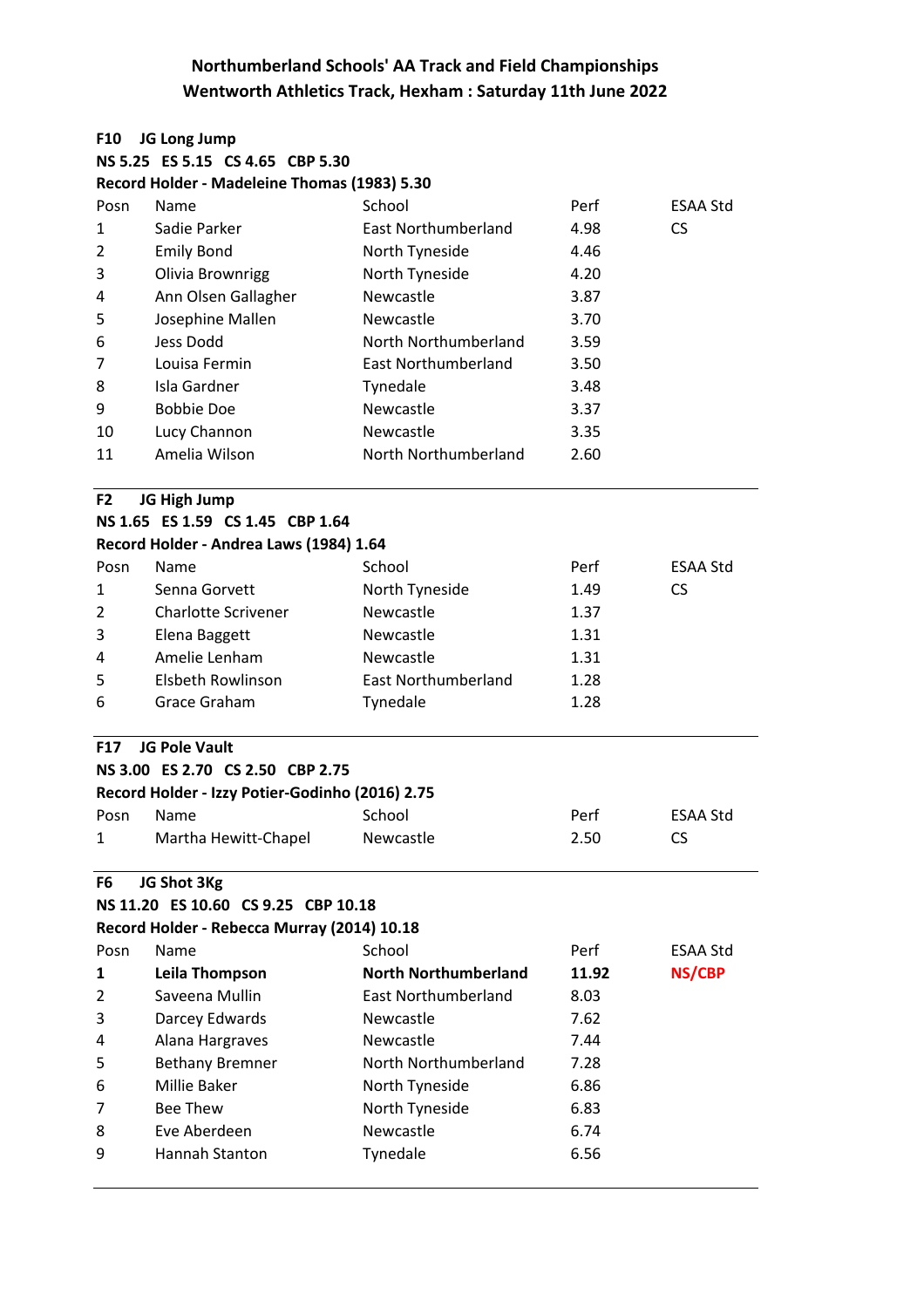# Northumberland Schools' AA Track and Field Championships
## Wentworth Athletics Track, Hexham : Saturday 11th June 2022

**F10 JG Long Jump**

**NS 5.25 ES 5.15 CS 4.65 CBP 5.30**

**Record Holder - Madeleine Thomas (1983) 5.30**

| Posn | Name | School | Perf | ESAA Std |
|---|---|---|---|---|
| 1 | Sadie Parker | East Northumberland | 4.98 | CS |
| 2 | Emily Bond | North Tyneside | 4.46 | |
| 3 | Olivia Brownrigg | North Tyneside | 4.20 | |
| 4 | Ann Olsen Gallagher | Newcastle | 3.87 | |
| 5 | Josephine Mallen | Newcastle | 3.70 | |
| 6 | Jess Dodd | North Northumberland | 3.59 | |
| 7 | Louisa Fermin | East Northumberland | 3.50 | |
| 8 | Isla Gardner | Tynedale | 3.48 | |
| 9 | Bobbie Doe | Newcastle | 3.37 | |
| 10 | Lucy Channon | Newcastle | 3.35 | |
| 11 | Amelia Wilson | North Northumberland | 2.60 | |

**F2 JG High Jump**

**NS 1.65 ES 1.59 CS 1.45 CBP 1.64**

**Record Holder - Andrea Laws (1984) 1.64**

| Posn | Name | School | Perf | ESAA Std |
|---|---|---|---|---|
| 1 | Senna Gorvett | North Tyneside | 1.49 | CS |
| 2 | Charlotte Scrivener | Newcastle | 1.37 | |
| 3 | Elena Baggett | Newcastle | 1.31 | |
| 4 | Amelie Lenham | Newcastle | 1.31 | |
| 5 | Elsbeth Rowlinson | East Northumberland | 1.28 | |
| 6 | Grace Graham | Tynedale | 1.28 | |

**F17 JG Pole Vault**

**NS 3.00 ES 2.70 CS 2.50 CBP 2.75**

**Record Holder - Izzy Potier-Godinho (2016) 2.75**

| Posn | Name | School | Perf | ESAA Std |
|---|---|---|---|---|
| 1 | Martha Hewitt-Chapel | Newcastle | 2.50 | CS |

**F6 JG Shot 3Kg**

**NS 11.20 ES 10.60 CS 9.25 CBP 10.18**

**Record Holder - Rebecca Murray (2014) 10.18**

| Posn | Name | School | Perf | ESAA Std |
|---|---|---|---|---|
| **1** | **Leila Thompson** | **North Northumberland** | **11.92** | **NS/CBP** |
| 2 | Saveena Mullin | East Northumberland | 8.03 | |
| 3 | Darcey Edwards | Newcastle | 7.62 | |
| 4 | Alana Hargraves | Newcastle | 7.44 | |
| 5 | Bethany Bremner | North Northumberland | 7.28 | |
| 6 | Millie Baker | North Tyneside | 6.86 | |
| 7 | Bee Thew | North Tyneside | 6.83 | |
| 8 | Eve Aberdeen | Newcastle | 6.74 | |
| 9 | Hannah Stanton | Tynedale | 6.56 | |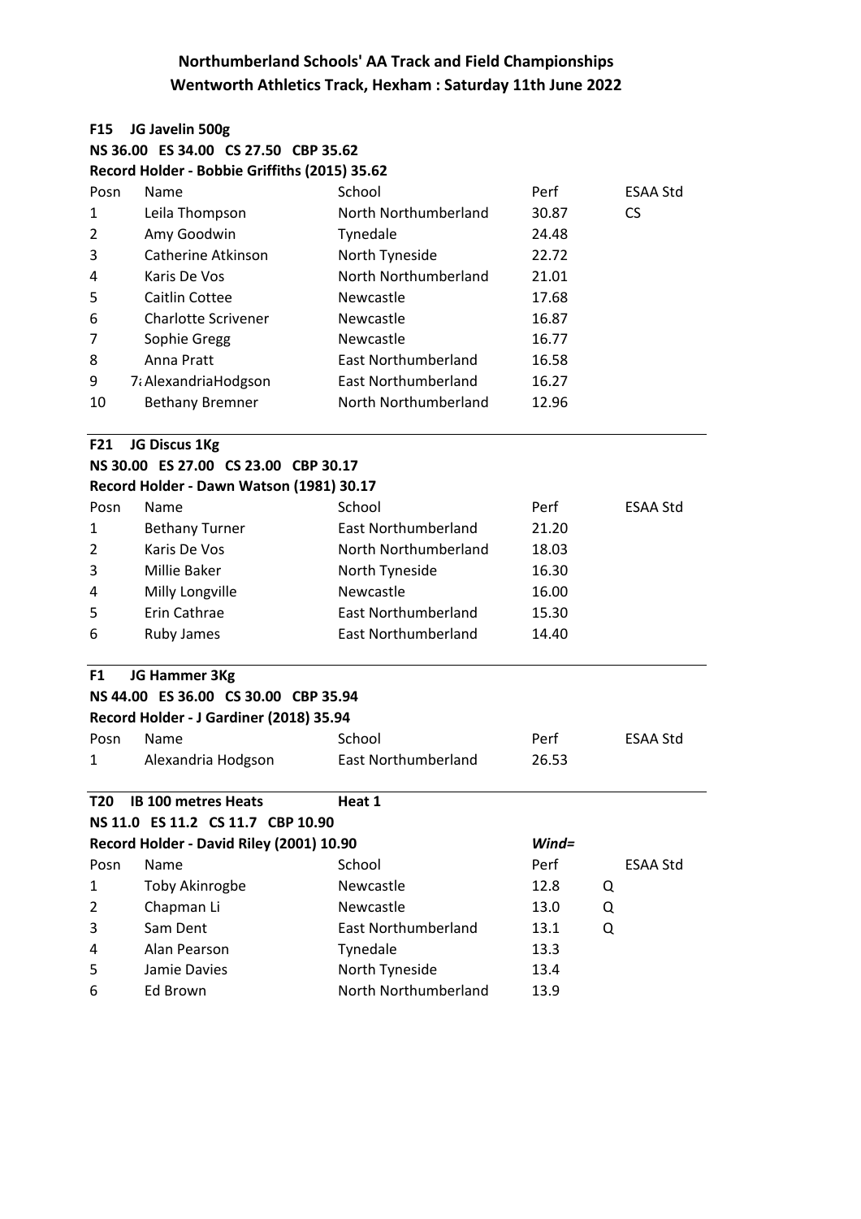# Northumberland Schools' AA Track and Field Championships
## Wentworth Athletics Track, Hexham : Saturday 11th June 2022

**F15 JG Javelin 500g**

**NS 36.00 ES 34.00 CS 27.50 CBP 35.62**

**Record Holder - Bobbie Griffiths (2015) 35.62**

| Posn | Name | School | Perf | ESAA Std |
|---|---|---|---|---|
| 1 | Leila Thompson | North Northumberland | 30.87 | CS |
| 2 | Amy Goodwin | Tynedale | 24.48 | |
| 3 | Catherine Atkinson | North Tyneside | 22.72 | |
| 4 | Karis De Vos | North Northumberland | 21.01 | |
| 5 | Caitlin Cottee | Newcastle | 17.68 | |
| 6 | Charlotte Scrivener | Newcastle | 16.87 | |
| 7 | Sophie Gregg | Newcastle | 16.77 | |
| 8 | Anna Pratt | East Northumberland | 16.58 | |
| 9 | 7ε AlexandriaHodgson | East Northumberland | 16.27 | |
| 10 | Bethany Bremner | North Northumberland | 12.96 | |

**F21 JG Discus 1Kg**

**NS 30.00 ES 27.00 CS 23.00 CBP 30.17**

**Record Holder - Dawn Watson (1981) 30.17**

| Posn | Name | School | Perf | ESAA Std |
|---|---|---|---|---|
| 1 | Bethany Turner | East Northumberland | 21.20 | |
| 2 | Karis De Vos | North Northumberland | 18.03 | |
| 3 | Millie Baker | North Tyneside | 16.30 | |
| 4 | Milly Longville | Newcastle | 16.00 | |
| 5 | Erin Cathrae | East Northumberland | 15.30 | |
| 6 | Ruby James | East Northumberland | 14.40 | |

**F1 JG Hammer 3Kg**

**NS 44.00 ES 36.00 CS 30.00 CBP 35.94**

**Record Holder - J Gardiner (2018) 35.94**

| Posn | Name | School | Perf | ESAA Std |
|---|---|---|---|---|
| 1 | Alexandria Hodgson | East Northumberland | 26.53 | |

**T20 IB 100 metres Heats** **Heat 1**

**NS 11.0 ES 11.2 CS 11.7 CBP 10.90**

**Record Holder - David Riley (2001) 10.90** *Wind=*

| Posn | Name | School | Perf | | ESAA Std |
|---|---|---|---|---|---|
| 1 | Toby Akinrogbe | Newcastle | 12.8 | Q | |
| 2 | Chapman Li | Newcastle | 13.0 | Q | |
| 3 | Sam Dent | East Northumberland | 13.1 | Q | |
| 4 | Alan Pearson | Tynedale | 13.3 | | |
| 5 | Jamie Davies | North Tyneside | 13.4 | | |
| 6 | Ed Brown | North Northumberland | 13.9 | | |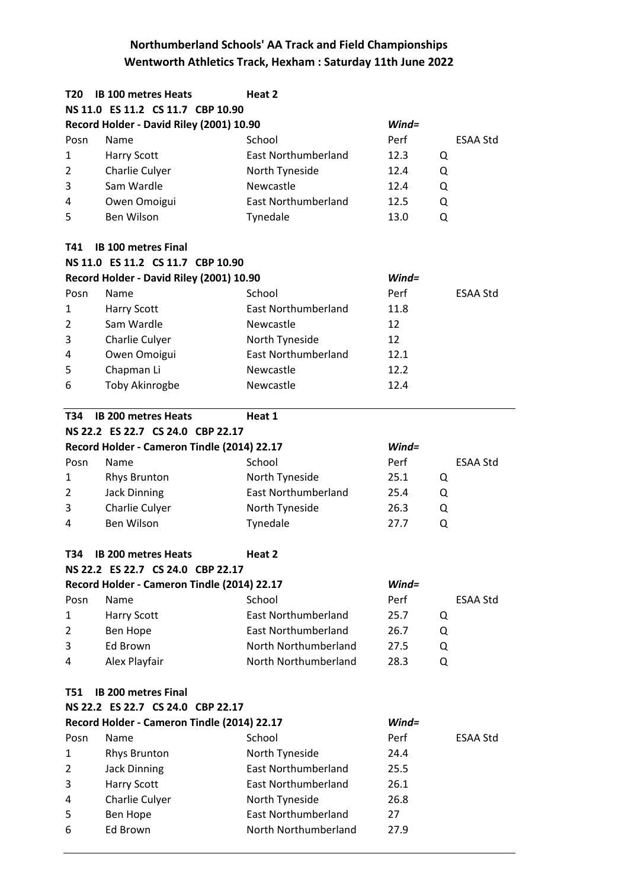## Northumberland Schools' AA Track and Field Championships
## Wentworth Athletics Track, Hexham : Saturday 11th June 2022

**T20 IB 100 metres Heats** **Heat 2**

**NS 11.0 ES 11.2 CS 11.7 CBP 10.90**

**Record Holder - David Riley (2001) 10.90** ***Wind=***

| Posn | Name | School | Perf | | ESAA Std |
|---|---|---|---|---|---|
| 1 | Harry Scott | East Northumberland | 12.3 | Q | |
| 2 | Charlie Culyer | North Tyneside | 12.4 | Q | |
| 3 | Sam Wardle | Newcastle | 12.4 | Q | |
| 4 | Owen Omoigui | East Northumberland | 12.5 | Q | |
| 5 | Ben Wilson | Tynedale | 13.0 | Q | |

**T41 IB 100 metres Final**

**NS 11.0 ES 11.2 CS 11.7 CBP 10.90**

**Record Holder - David Riley (2001) 10.90** ***Wind=***

| Posn | Name | School | Perf | ESAA Std |
|---|---|---|---|---|
| 1 | Harry Scott | East Northumberland | 11.8 | |
| 2 | Sam Wardle | Newcastle | 12 | |
| 3 | Charlie Culyer | North Tyneside | 12 | |
| 4 | Owen Omoigui | East Northumberland | 12.1 | |
| 5 | Chapman Li | Newcastle | 12.2 | |
| 6 | Toby Akinrogbe | Newcastle | 12.4 | |

**T34 IB 200 metres Heats** **Heat 1**

**NS 22.2 ES 22.7 CS 24.0 CBP 22.17**

**Record Holder - Cameron Tindle (2014) 22.17** ***Wind=***

| Posn | Name | School | Perf | | ESAA Std |
|---|---|---|---|---|---|
| 1 | Rhys Brunton | North Tyneside | 25.1 | Q | |
| 2 | Jack Dinning | East Northumberland | 25.4 | Q | |
| 3 | Charlie Culyer | North Tyneside | 26.3 | Q | |
| 4 | Ben Wilson | Tynedale | 27.7 | Q | |

**T34 IB 200 metres Heats** **Heat 2**

**NS 22.2 ES 22.7 CS 24.0 CBP 22.17**

**Record Holder - Cameron Tindle (2014) 22.17** ***Wind=***

| Posn | Name | School | Perf | | ESAA Std |
|---|---|---|---|---|---|
| 1 | Harry Scott | East Northumberland | 25.7 | Q | |
| 2 | Ben Hope | East Northumberland | 26.7 | Q | |
| 3 | Ed Brown | North Northumberland | 27.5 | Q | |
| 4 | Alex Playfair | North Northumberland | 28.3 | Q | |

**T51 IB 200 metres Final**

**NS 22.2 ES 22.7 CS 24.0 CBP 22.17**

**Record Holder - Cameron Tindle (2014) 22.17** ***Wind=***

| Posn | Name | School | Perf | ESAA Std |
|---|---|---|---|---|
| 1 | Rhys Brunton | North Tyneside | 24.4 | |
| 2 | Jack Dinning | East Northumberland | 25.5 | |
| 3 | Harry Scott | East Northumberland | 26.1 | |
| 4 | Charlie Culyer | North Tyneside | 26.8 | |
| 5 | Ben Hope | East Northumberland | 27 | |
| 6 | Ed Brown | North Northumberland | 27.9 | |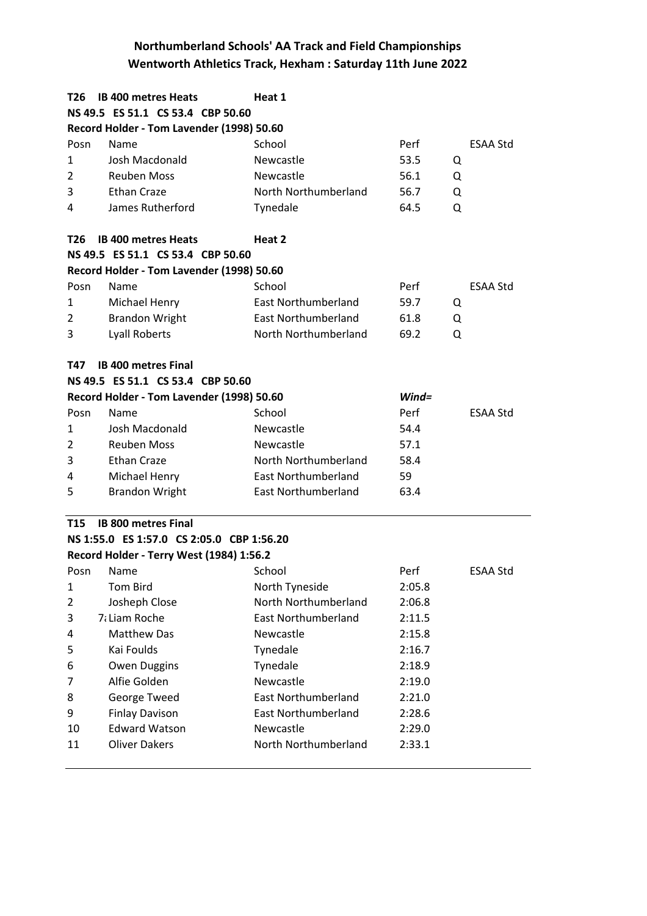**Northumberland Schools' AA Track and Field Championships**
**Wentworth Athletics Track, Hexham : Saturday 11th June 2022**

**T26 IB 400 metres Heats** **Heat 1**
**NS 49.5 ES 51.1 CS 53.4 CBP 50.60**
**Record Holder - Tom Lavender (1998) 50.60**

| Posn | Name | School | Perf | | ESAA Std |
|---|---|---|---|---|---|
| 1 | Josh Macdonald | Newcastle | 53.5 | Q | |
| 2 | Reuben Moss | Newcastle | 56.1 | Q | |
| 3 | Ethan Craze | North Northumberland | 56.7 | Q | |
| 4 | James Rutherford | Tynedale | 64.5 | Q | |

**T26 IB 400 metres Heats** **Heat 2**
**NS 49.5 ES 51.1 CS 53.4 CBP 50.60**
**Record Holder - Tom Lavender (1998) 50.60**

| Posn | Name | School | Perf | | ESAA Std |
|---|---|---|---|---|---|
| 1 | Michael Henry | East Northumberland | 59.7 | Q | |
| 2 | Brandon Wright | East Northumberland | 61.8 | Q | |
| 3 | Lyall Roberts | North Northumberland | 69.2 | Q | |

**T47 IB 400 metres Final**
**NS 49.5 ES 51.1 CS 53.4 CBP 50.60**
**Record Holder - Tom Lavender (1998) 50.60** *Wind=*

| Posn | Name | School | Perf | ESAA Std |
|---|---|---|---|---|
| 1 | Josh Macdonald | Newcastle | 54.4 | |
| 2 | Reuben Moss | Newcastle | 57.1 | |
| 3 | Ethan Craze | North Northumberland | 58.4 | |
| 4 | Michael Henry | East Northumberland | 59 | |
| 5 | Brandon Wright | East Northumberland | 63.4 | |

**T15 IB 800 metres Final**
**NS 1:55.0 ES 1:57.0 CS 2:05.0 CBP 1:56.20**
**Record Holder - Terry West (1984) 1:56.2**

| Posn | Name | School | Perf | ESAA Std |
|---|---|---|---|---|
| 1 | Tom Bird | North Tyneside | 2:05.8 | |
| 2 | Josheph Close | North Northumberland | 2:06.8 | |
| 3 | 7: Liam Roche | East Northumberland | 2:11.5 | |
| 4 | Matthew Das | Newcastle | 2:15.8 | |
| 5 | Kai Foulds | Tynedale | 2:16.7 | |
| 6 | Owen Duggins | Tynedale | 2:18.9 | |
| 7 | Alfie Golden | Newcastle | 2:19.0 | |
| 8 | George Tweed | East Northumberland | 2:21.0 | |
| 9 | Finlay Davison | East Northumberland | 2:28.6 | |
| 10 | Edward Watson | Newcastle | 2:29.0 | |
| 11 | Oliver Dakers | North Northumberland | 2:33.1 | |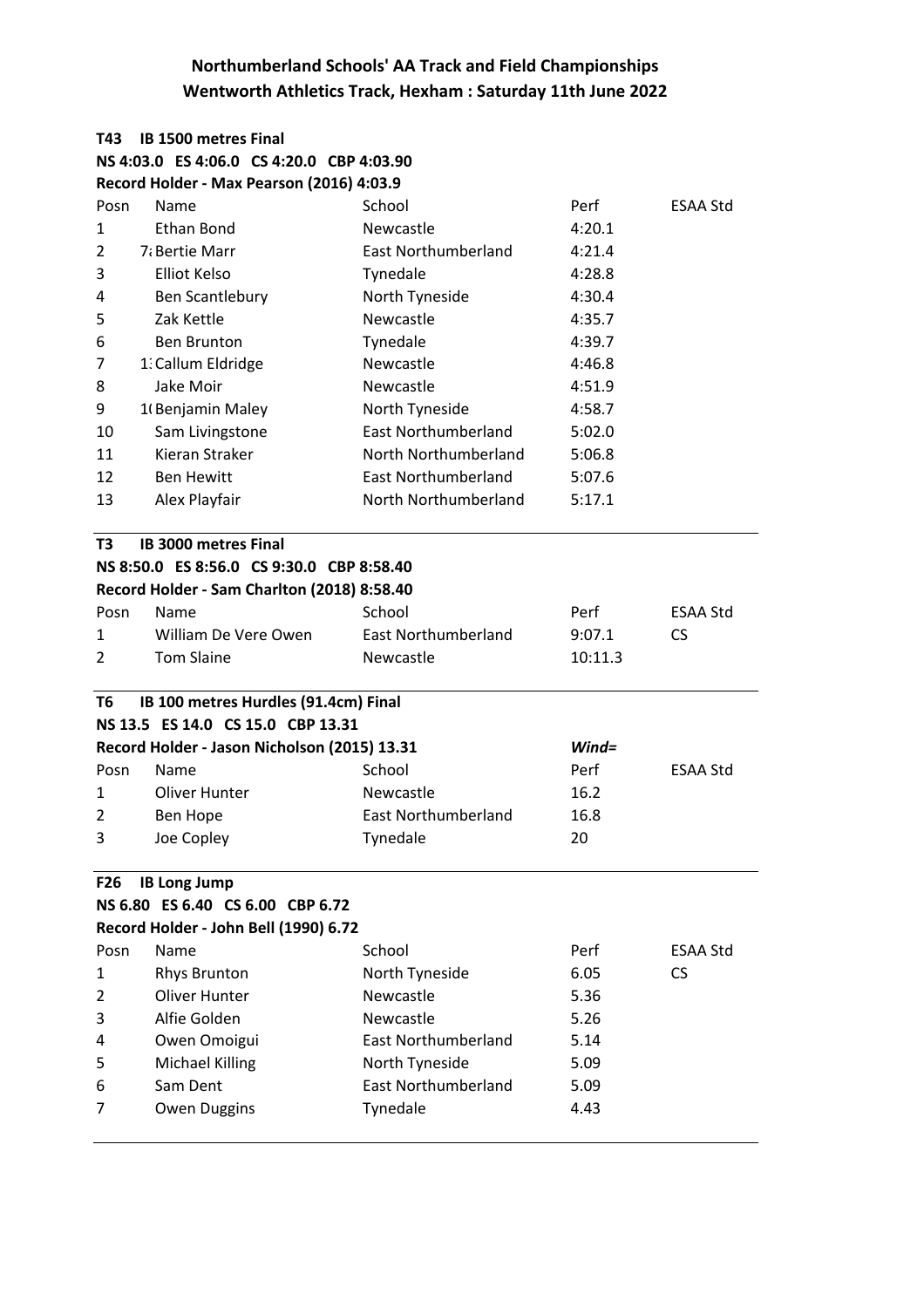# Northumberland Schools' AA Track and Field Championships
## Wentworth Athletics Track, Hexham : Saturday 11th June 2022

### T43 IB 1500 metres Final

**NS 4:03.0 ES 4:06.0 CS 4:20.0 CBP 4:03.90**

**Record Holder - Max Pearson (2016) 4:03.9**

| Posn | Name | School | Perf | ESAA Std |
|---|---|---|---|---|
| 1 | Ethan Bond | Newcastle | 4:20.1 | |
| 2 | 7: Bertie Marr | East Northumberland | 4:21.4 | |
| 3 | Elliot Kelso | Tynedale | 4:28.8 | |
| 4 | Ben Scantlebury | North Tyneside | 4:30.4 | |
| 5 | Zak Kettle | Newcastle | 4:35.7 | |
| 6 | Ben Brunton | Tynedale | 4:39.7 | |
| 7 | 1: Callum Eldridge | Newcastle | 4:46.8 | |
| 8 | Jake Moir | Newcastle | 4:51.9 | |
| 9 | 1( Benjamin Maley | North Tyneside | 4:58.7 | |
| 10 | Sam Livingstone | East Northumberland | 5:02.0 | |
| 11 | Kieran Straker | North Northumberland | 5:06.8 | |
| 12 | Ben Hewitt | East Northumberland | 5:07.6 | |
| 13 | Alex Playfair | North Northumberland | 5:17.1 | |

### T3 IB 3000 metres Final

**NS 8:50.0 ES 8:56.0 CS 9:30.0 CBP 8:58.40**

**Record Holder - Sam Charlton (2018) 8:58.40**

| Posn | Name | School | Perf | ESAA Std |
|---|---|---|---|---|
| 1 | William De Vere Owen | East Northumberland | 9:07.1 | CS |
| 2 | Tom Slaine | Newcastle | 10:11.3 | |

### T6 IB 100 metres Hurdles (91.4cm) Final

**NS 13.5 ES 14.0 CS 15.0 CBP 13.31**

**Record Holder - Jason Nicholson (2015) 13.31** *Wind=*

| Posn | Name | School | Perf | ESAA Std |
|---|---|---|---|---|
| 1 | Oliver Hunter | Newcastle | 16.2 | |
| 2 | Ben Hope | East Northumberland | 16.8 | |
| 3 | Joe Copley | Tynedale | 20 | |

### F26 IB Long Jump

**NS 6.80 ES 6.40 CS 6.00 CBP 6.72**

**Record Holder - John Bell (1990) 6.72**

| Posn | Name | School | Perf | ESAA Std |
|---|---|---|---|---|
| 1 | Rhys Brunton | North Tyneside | 6.05 | CS |
| 2 | Oliver Hunter | Newcastle | 5.36 | |
| 3 | Alfie Golden | Newcastle | 5.26 | |
| 4 | Owen Omoigui | East Northumberland | 5.14 | |
| 5 | Michael Killing | North Tyneside | 5.09 | |
| 6 | Sam Dent | East Northumberland | 5.09 | |
| 7 | Owen Duggins | Tynedale | 4.43 | |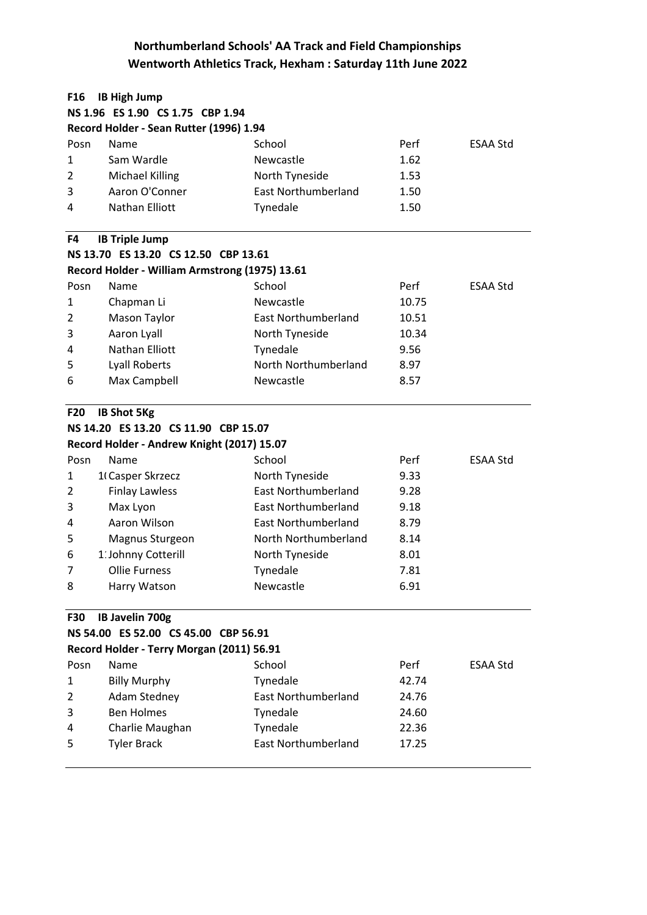# Northumberland Schools' AA Track and Field Championships
## Wentworth Athletics Track, Hexham : Saturday 11th June 2022

**F16 IB High Jump**

**NS 1.96 ES 1.90 CS 1.75 CBP 1.94**

**Record Holder - Sean Rutter (1996) 1.94**

| Posn | Name | School | Perf | ESAA Std |
|---|---|---|---|---|
| 1 | Sam Wardle | Newcastle | 1.62 | |
| 2 | Michael Killing | North Tyneside | 1.53 | |
| 3 | Aaron O'Conner | East Northumberland | 1.50 | |
| 4 | Nathan Elliott | Tynedale | 1.50 | |

**F4 IB Triple Jump**

**NS 13.70 ES 13.20 CS 12.50 CBP 13.61**

**Record Holder - William Armstrong (1975) 13.61**

| Posn | Name | School | Perf | ESAA Std |
|---|---|---|---|---|
| 1 | Chapman Li | Newcastle | 10.75 | |
| 2 | Mason Taylor | East Northumberland | 10.51 | |
| 3 | Aaron Lyall | North Tyneside | 10.34 | |
| 4 | Nathan Elliott | Tynedale | 9.56 | |
| 5 | Lyall Roberts | North Northumberland | 8.97 | |
| 6 | Max Campbell | Newcastle | 8.57 | |

**F20 IB Shot 5Kg**

**NS 14.20 ES 13.20 CS 11.90 CBP 15.07**

**Record Holder - Andrew Knight (2017) 15.07**

| Posn | Name | School | Perf | ESAA Std |
|---|---|---|---|---|
| 1 | 1( Casper Skrzecz | North Tyneside | 9.33 | |
| 2 | Finlay Lawless | East Northumberland | 9.28 | |
| 3 | Max Lyon | East Northumberland | 9.18 | |
| 4 | Aaron Wilson | East Northumberland | 8.79 | |
| 5 | Magnus Sturgeon | North Northumberland | 8.14 | |
| 6 | 1: Johnny Cotterill | North Tyneside | 8.01 | |
| 7 | Ollie Furness | Tynedale | 7.81 | |
| 8 | Harry Watson | Newcastle | 6.91 | |

**F30 IB Javelin 700g**

**NS 54.00 ES 52.00 CS 45.00 CBP 56.91**

**Record Holder - Terry Morgan (2011) 56.91**

| Posn | Name | School | Perf | ESAA Std |
|---|---|---|---|---|
| 1 | Billy Murphy | Tynedale | 42.74 | |
| 2 | Adam Stedney | East Northumberland | 24.76 | |
| 3 | Ben Holmes | Tynedale | 24.60 | |
| 4 | Charlie Maughan | Tynedale | 22.36 | |
| 5 | Tyler Brack | East Northumberland | 17.25 | |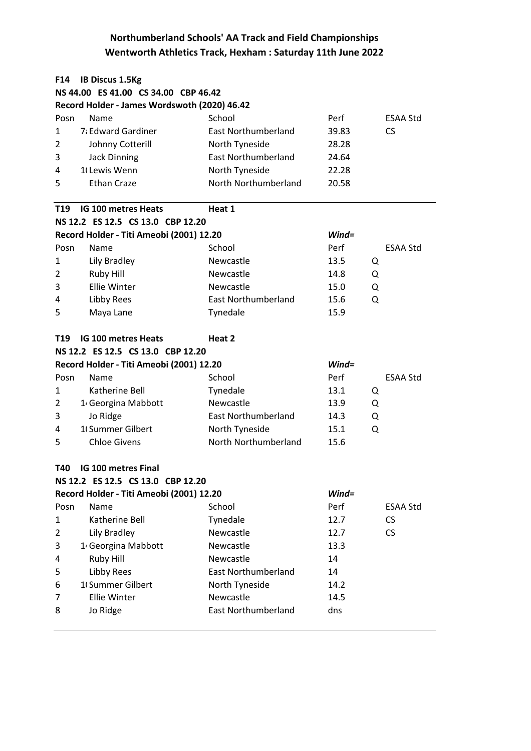## Northumberland Schools' AA Track and Field Championships
## Wentworth Athletics Track, Hexham : Saturday 11th June 2022

**F14 IB Discus 1.5Kg**

**NS 44.00 ES 41.00 CS 34.00 CBP 46.42**

**Record Holder - James Wordswoth (2020) 46.42**

| Posn | Name | School | Perf | ESAA Std |
|---|---|---|---|---|
| 1 | 7: Edward Gardiner | East Northumberland | 39.83 | CS |
| 2 | Johnny Cotterill | North Tyneside | 28.28 | |
| 3 | Jack Dinning | East Northumberland | 24.64 | |
| 4 | 1( Lewis Wenn | North Tyneside | 22.28 | |
| 5 | Ethan Craze | North Northumberland | 20.58 | |

**T19 IG 100 metres Heats** **Heat 1**

**NS 12.2 ES 12.5 CS 13.0 CBP 12.20**

**Record Holder - Titi Ameobi (2001) 12.20** ***Wind=***

| Posn | Name | School | Perf | | ESAA Std |
|---|---|---|---|---|---|
| 1 | Lily Bradley | Newcastle | 13.5 | Q | |
| 2 | Ruby Hill | Newcastle | 14.8 | Q | |
| 3 | Ellie Winter | Newcastle | 15.0 | Q | |
| 4 | Libby Rees | East Northumberland | 15.6 | Q | |
| 5 | Maya Lane | Tynedale | 15.9 | | |

**T19 IG 100 metres Heats** **Heat 2**

**NS 12.2 ES 12.5 CS 13.0 CBP 12.20**

**Record Holder - Titi Ameobi (2001) 12.20** ***Wind=***

| Posn | Name | School | Perf | | ESAA Std |
|---|---|---|---|---|---|
| 1 | Katherine Bell | Tynedale | 13.1 | Q | |
| 2 | 1 Georgina Mabbott | Newcastle | 13.9 | Q | |
| 3 | Jo Ridge | East Northumberland | 14.3 | Q | |
| 4 | 1( Summer Gilbert | North Tyneside | 15.1 | Q | |
| 5 | Chloe Givens | North Northumberland | 15.6 | | |

**T40 IG 100 metres Final**

**NS 12.2 ES 12.5 CS 13.0 CBP 12.20**

**Record Holder - Titi Ameobi (2001) 12.20** ***Wind=***

| Posn | Name | School | Perf | ESAA Std |
|---|---|---|---|---|
| 1 | Katherine Bell | Tynedale | 12.7 | CS |
| 2 | Lily Bradley | Newcastle | 12.7 | CS |
| 3 | 1 Georgina Mabbott | Newcastle | 13.3 | |
| 4 | Ruby Hill | Newcastle | 14 | |
| 5 | Libby Rees | East Northumberland | 14 | |
| 6 | 1( Summer Gilbert | North Tyneside | 14.2 | |
| 7 | Ellie Winter | Newcastle | 14.5 | |
| 8 | Jo Ridge | East Northumberland | dns | |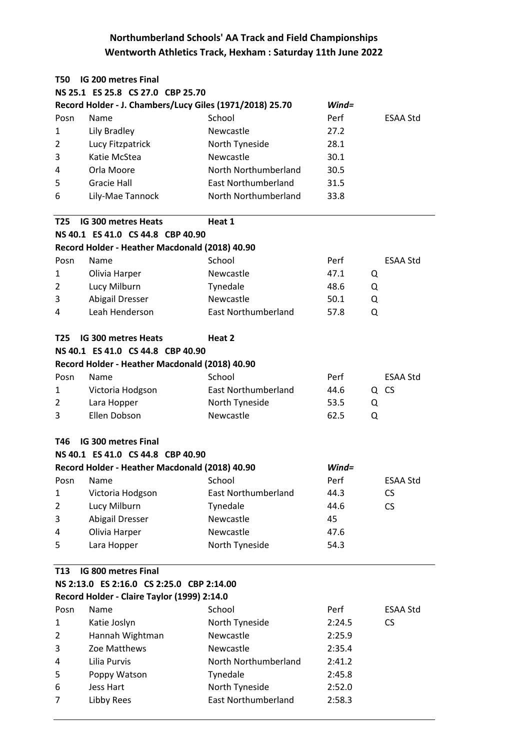## Northumberland Schools' AA Track and Field Championships
## Wentworth Athletics Track, Hexham : Saturday 11th June 2022

**T50 IG 200 metres Final**

**NS 25.1 ES 25.8 CS 27.0 CBP 25.70**

**Record Holder - J. Chambers/Lucy Giles (1971/2018) 25.70** *Wind=*

| Posn | Name | School | Perf | | ESAA Std |
|---|---|---|---|---|---|
| 1 | Lily Bradley | Newcastle | 27.2 | | |
| 2 | Lucy Fitzpatrick | North Tyneside | 28.1 | | |
| 3 | Katie McStea | Newcastle | 30.1 | | |
| 4 | Orla Moore | North Northumberland | 30.5 | | |
| 5 | Gracie Hall | East Northumberland | 31.5 | | |
| 6 | Lily-Mae Tannock | North Northumberland | 33.8 | | |

**T25 IG 300 metres Heats** **Heat 1**

**NS 40.1 ES 41.0 CS 44.8 CBP 40.90**

**Record Holder - Heather Macdonald (2018) 40.90**

| Posn | Name | School | Perf | | ESAA Std |
|---|---|---|---|---|---|
| 1 | Olivia Harper | Newcastle | 47.1 | Q | |
| 2 | Lucy Milburn | Tynedale | 48.6 | Q | |
| 3 | Abigail Dresser | Newcastle | 50.1 | Q | |
| 4 | Leah Henderson | East Northumberland | 57.8 | Q | |

**T25 IG 300 metres Heats** **Heat 2**

**NS 40.1 ES 41.0 CS 44.8 CBP 40.90**

**Record Holder - Heather Macdonald (2018) 40.90**

| Posn | Name | School | Perf | | ESAA Std |
|---|---|---|---|---|---|
| 1 | Victoria Hodgson | East Northumberland | 44.6 | Q | CS |
| 2 | Lara Hopper | North Tyneside | 53.5 | Q | |
| 3 | Ellen Dobson | Newcastle | 62.5 | Q | |

**T46 IG 300 metres Final**

**NS 40.1 ES 41.0 CS 44.8 CBP 40.90**

**Record Holder - Heather Macdonald (2018) 40.90** *Wind=*

| Posn | Name | School | Perf | | ESAA Std |
|---|---|---|---|---|---|
| 1 | Victoria Hodgson | East Northumberland | 44.3 | | CS |
| 2 | Lucy Milburn | Tynedale | 44.6 | | CS |
| 3 | Abigail Dresser | Newcastle | 45 | | |
| 4 | Olivia Harper | Newcastle | 47.6 | | |
| 5 | Lara Hopper | North Tyneside | 54.3 | | |

**T13 IG 800 metres Final**

**NS 2:13.0 ES 2:16.0 CS 2:25.0 CBP 2:14.00**

**Record Holder - Claire Taylor (1999) 2:14.0**

| Posn | Name | School | Perf | ESAA Std |
|---|---|---|---|---|
| 1 | Katie Joslyn | North Tyneside | 2:24.5 | CS |
| 2 | Hannah Wightman | Newcastle | 2:25.9 | |
| 3 | Zoe Matthews | Newcastle | 2:35.4 | |
| 4 | Lilia Purvis | North Northumberland | 2:41.2 | |
| 5 | Poppy Watson | Tynedale | 2:45.8 | |
| 6 | Jess Hart | North Tyneside | 2:52.0 | |
| 7 | Libby Rees | East Northumberland | 2:58.3 | |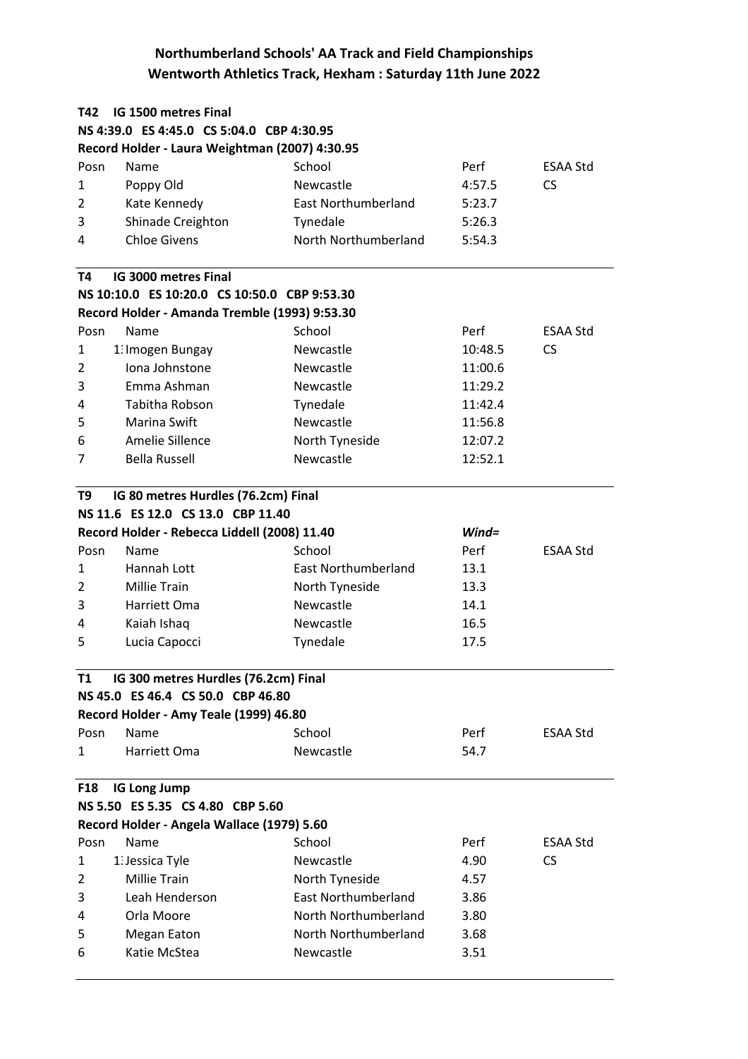# Northumberland Schools' AA Track and Field Championships
## Wentworth Athletics Track, Hexham : Saturday 11th June 2022

### T42 IG 1500 metres Final

**NS 4:39.0 ES 4:45.0 CS 5:04.0 CBP 4:30.95**

**Record Holder - Laura Weightman (2007) 4:30.95**

| Posn | Name | School | Perf | ESAA Std |
|---|---|---|---|---|
| 1 | Poppy Old | Newcastle | 4:57.5 | CS |
| 2 | Kate Kennedy | East Northumberland | 5:23.7 | |
| 3 | Shinade Creighton | Tynedale | 5:26.3 | |
| 4 | Chloe Givens | North Northumberland | 5:54.3 | |

### T4 IG 3000 metres Final

**NS 10:10.0 ES 10:20.0 CS 10:50.0 CBP 9:53.30**

**Record Holder - Amanda Tremble (1993) 9:53.30**

| Posn | Name | School | Perf | ESAA Std |
|---|---|---|---|---|
| 1 | 1: Imogen Bungay | Newcastle | 10:48.5 | CS |
| 2 | Iona Johnstone | Newcastle | 11:00.6 | |
| 3 | Emma Ashman | Newcastle | 11:29.2 | |
| 4 | Tabitha Robson | Tynedale | 11:42.4 | |
| 5 | Marina Swift | Newcastle | 11:56.8 | |
| 6 | Amelie Sillence | North Tyneside | 12:07.2 | |
| 7 | Bella Russell | Newcastle | 12:52.1 | |

### T9 IG 80 metres Hurdles (76.2cm) Final

**NS 11.6 ES 12.0 CS 13.0 CBP 11.40**

**Record Holder - Rebecca Liddell (2008) 11.40** *Wind=*

| Posn | Name | School | Perf | ESAA Std |
|---|---|---|---|---|
| 1 | Hannah Lott | East Northumberland | 13.1 | |
| 2 | Millie Train | North Tyneside | 13.3 | |
| 3 | Harriett Oma | Newcastle | 14.1 | |
| 4 | Kaiah Ishaq | Newcastle | 16.5 | |
| 5 | Lucia Capocci | Tynedale | 17.5 | |

### T1 IG 300 metres Hurdles (76.2cm) Final

**NS 45.0 ES 46.4 CS 50.0 CBP 46.80**

**Record Holder - Amy Teale (1999) 46.80**

| Posn | Name | School | Perf | ESAA Std |
|---|---|---|---|---|
| 1 | Harriett Oma | Newcastle | 54.7 | |

### F18 IG Long Jump

**NS 5.50 ES 5.35 CS 4.80 CBP 5.60**

**Record Holder - Angela Wallace (1979) 5.60**

| Posn | Name | School | Perf | ESAA Std |
|---|---|---|---|---|
| 1 | 1: Jessica Tyle | Newcastle | 4.90 | CS |
| 2 | Millie Train | North Tyneside | 4.57 | |
| 3 | Leah Henderson | East Northumberland | 3.86 | |
| 4 | Orla Moore | North Northumberland | 3.80 | |
| 5 | Megan Eaton | North Northumberland | 3.68 | |
| 6 | Katie McStea | Newcastle | 3.51 | |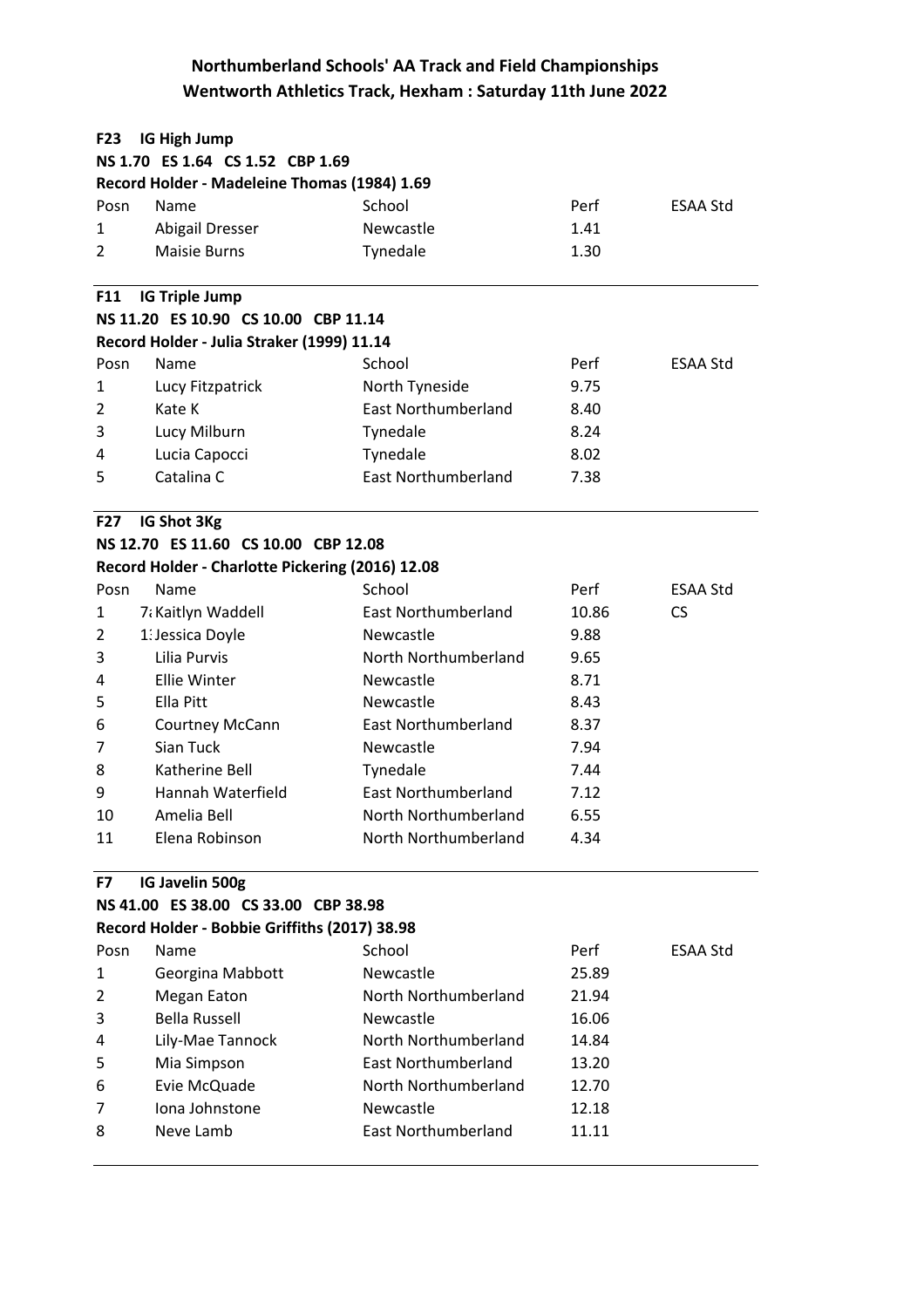## Northumberland Schools' AA Track and Field Championships
## Wentworth Athletics Track, Hexham : Saturday 11th June 2022

**F23 IG High Jump**

**NS 1.70 ES 1.64 CS 1.52 CBP 1.69**

**Record Holder - Madeleine Thomas (1984) 1.69**

| Posn | Name | School | Perf | ESAA Std |
|---|---|---|---|---|
| 1 | Abigail Dresser | Newcastle | 1.41 | |
| 2 | Maisie Burns | Tynedale | 1.30 | |

**F11 IG Triple Jump**

**NS 11.20 ES 10.90 CS 10.00 CBP 11.14**

**Record Holder - Julia Straker (1999) 11.14**

| Posn | Name | School | Perf | ESAA Std |
|---|---|---|---|---|
| 1 | Lucy Fitzpatrick | North Tyneside | 9.75 | |
| 2 | Kate K | East Northumberland | 8.40 | |
| 3 | Lucy Milburn | Tynedale | 8.24 | |
| 4 | Lucia Capocci | Tynedale | 8.02 | |
| 5 | Catalina C | East Northumberland | 7.38 | |

**F27 IG Shot 3Kg**

**NS 12.70 ES 11.60 CS 10.00 CBP 12.08**

**Record Holder - Charlotte Pickering (2016) 12.08**

| Posn | Name | School | Perf | ESAA Std |
|---|---|---|---|---|
| 1 | 7 Kaitlyn Waddell | East Northumberland | 10.86 | CS |
| 2 | 1 Jessica Doyle | Newcastle | 9.88 | |
| 3 | Lilia Purvis | North Northumberland | 9.65 | |
| 4 | Ellie Winter | Newcastle | 8.71 | |
| 5 | Ella Pitt | Newcastle | 8.43 | |
| 6 | Courtney McCann | East Northumberland | 8.37 | |
| 7 | Sian Tuck | Newcastle | 7.94 | |
| 8 | Katherine Bell | Tynedale | 7.44 | |
| 9 | Hannah Waterfield | East Northumberland | 7.12 | |
| 10 | Amelia Bell | North Northumberland | 6.55 | |
| 11 | Elena Robinson | North Northumberland | 4.34 | |

**F7 IG Javelin 500g**

**NS 41.00 ES 38.00 CS 33.00 CBP 38.98**

**Record Holder - Bobbie Griffiths (2017) 38.98**

| Posn | Name | School | Perf | ESAA Std |
|---|---|---|---|---|
| 1 | Georgina Mabbott | Newcastle | 25.89 | |
| 2 | Megan Eaton | North Northumberland | 21.94 | |
| 3 | Bella Russell | Newcastle | 16.06 | |
| 4 | Lily-Mae Tannock | North Northumberland | 14.84 | |
| 5 | Mia Simpson | East Northumberland | 13.20 | |
| 6 | Evie McQuade | North Northumberland | 12.70 | |
| 7 | Iona Johnstone | Newcastle | 12.18 | |
| 8 | Neve Lamb | East Northumberland | 11.11 | |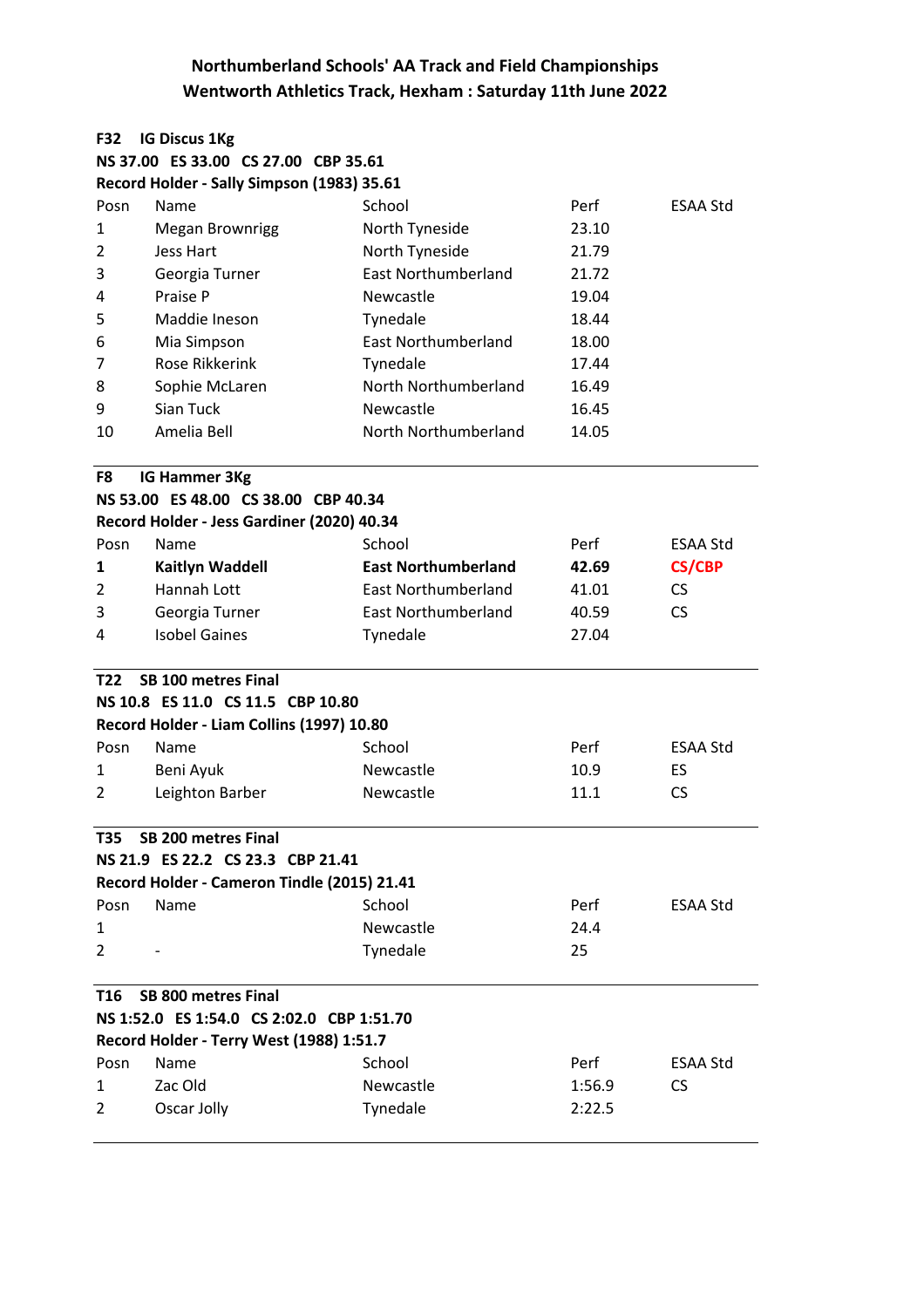## Northumberland Schools' AA Track and Field Championships
## Wentworth Athletics Track, Hexham : Saturday 11th June 2022

**F32 IG Discus 1Kg**

**NS 37.00 ES 33.00 CS 27.00 CBP 35.61**

**Record Holder - Sally Simpson (1983) 35.61**

| Posn | Name | School | Perf | ESAA Std |
|---|---|---|---|---|
| 1 | Megan Brownrigg | North Tyneside | 23.10 | |
| 2 | Jess Hart | North Tyneside | 21.79 | |
| 3 | Georgia Turner | East Northumberland | 21.72 | |
| 4 | Praise P | Newcastle | 19.04 | |
| 5 | Maddie Ineson | Tynedale | 18.44 | |
| 6 | Mia Simpson | East Northumberland | 18.00 | |
| 7 | Rose Rikkerink | Tynedale | 17.44 | |
| 8 | Sophie McLaren | North Northumberland | 16.49 | |
| 9 | Sian Tuck | Newcastle | 16.45 | |
| 10 | Amelia Bell | North Northumberland | 14.05 | |

**F8 IG Hammer 3Kg**

**NS 53.00 ES 48.00 CS 38.00 CBP 40.34**

**Record Holder - Jess Gardiner (2020) 40.34**

| Posn | Name | School | Perf | ESAA Std |
|---|---|---|---|---|
| **1** | **Kaitlyn Waddell** | **East Northumberland** | **42.69** | **CS/CBP** |
| 2 | Hannah Lott | East Northumberland | 41.01 | CS |
| 3 | Georgia Turner | East Northumberland | 40.59 | CS |
| 4 | Isobel Gaines | Tynedale | 27.04 | |

**T22 SB 100 metres Final**

**NS 10.8 ES 11.0 CS 11.5 CBP 10.80**

**Record Holder - Liam Collins (1997) 10.80**

| Posn | Name | School | Perf | ESAA Std |
|---|---|---|---|---|
| 1 | Beni Ayuk | Newcastle | 10.9 | ES |
| 2 | Leighton Barber | Newcastle | 11.1 | CS |

**T35 SB 200 metres Final**

**NS 21.9 ES 22.2 CS 23.3 CBP 21.41**

**Record Holder - Cameron Tindle (2015) 21.41**

| Posn | Name | School | Perf | ESAA Std |
|---|---|---|---|---|
| 1 | | Newcastle | 24.4 | |
| 2 | - | Tynedale | 25 | |

**T16 SB 800 metres Final**

**NS 1:52.0 ES 1:54.0 CS 2:02.0 CBP 1:51.70**

**Record Holder - Terry West (1988) 1:51.7**

| Posn | Name | School | Perf | ESAA Std |
|---|---|---|---|---|
| 1 | Zac Old | Newcastle | 1:56.9 | CS |
| 2 | Oscar Jolly | Tynedale | 2:22.5 | |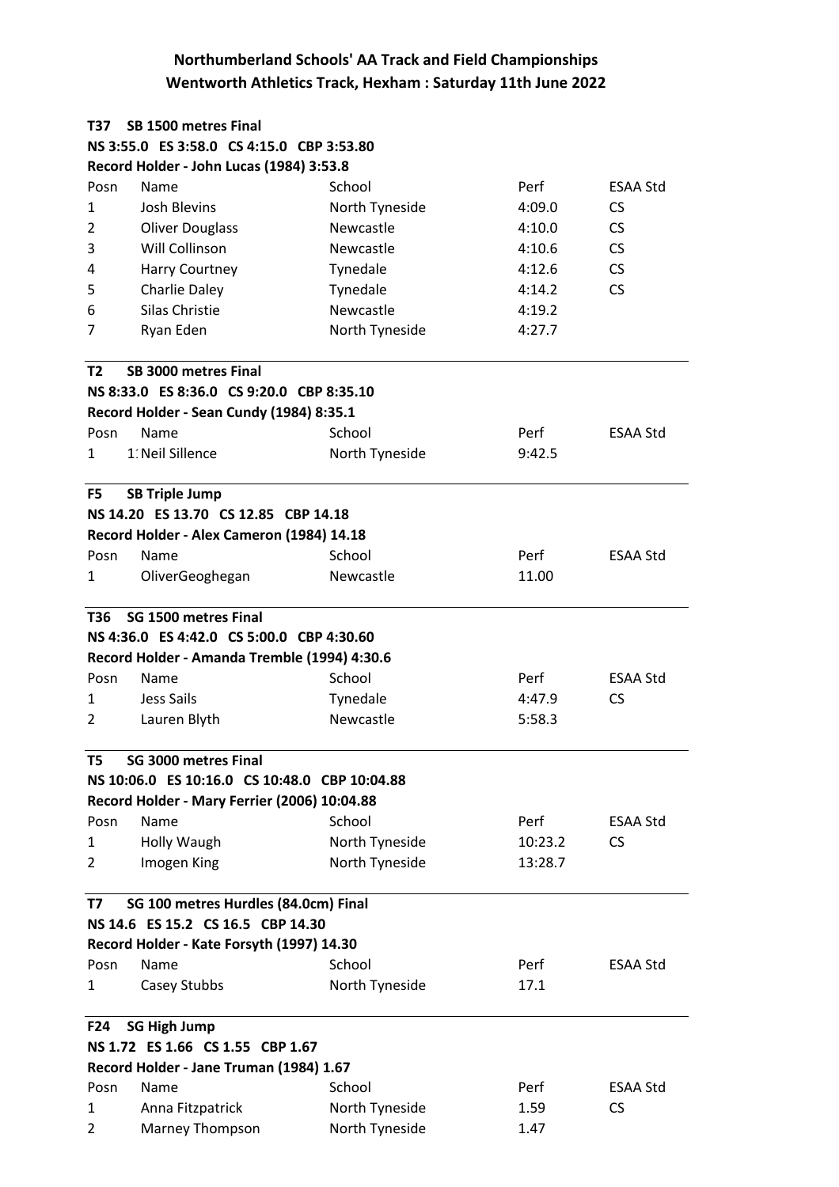# Northumberland Schools' AA Track and Field Championships

## Wentworth Athletics Track, Hexham : Saturday 11th June 2022

**T37 SB 1500 metres Final**

**NS 3:55.0 ES 3:58.0 CS 4:15.0 CBP 3:53.80**

**Record Holder - John Lucas (1984) 3:53.8**

| Posn | Name | School | Perf | ESAA Std |
|---|---|---|---|---|
| 1 | Josh Blevins | North Tyneside | 4:09.0 | CS |
| 2 | Oliver Douglass | Newcastle | 4:10.0 | CS |
| 3 | Will Collinson | Newcastle | 4:10.6 | CS |
| 4 | Harry Courtney | Tynedale | 4:12.6 | CS |
| 5 | Charlie Daley | Tynedale | 4:14.2 | CS |
| 6 | Silas Christie | Newcastle | 4:19.2 | |
| 7 | Ryan Eden | North Tyneside | 4:27.7 | |

**T2 SB 3000 metres Final**

**NS 8:33.0 ES 8:36.0 CS 9:20.0 CBP 8:35.10**

**Record Holder - Sean Cundy (1984) 8:35.1**

| Posn | Name | School | Perf | ESAA Std |
|---|---|---|---|---|
| 1 | 1: Neil Sillence | North Tyneside | 9:42.5 | |

**F5 SB Triple Jump**

**NS 14.20 ES 13.70 CS 12.85 CBP 14.18**

**Record Holder - Alex Cameron (1984) 14.18**

| Posn | Name | School | Perf | ESAA Std |
|---|---|---|---|---|
| 1 | OliverGeoghegan | Newcastle | 11.00 | |

**T36 SG 1500 metres Final**

**NS 4:36.0 ES 4:42.0 CS 5:00.0 CBP 4:30.60**

**Record Holder - Amanda Tremble (1994) 4:30.6**

| Posn | Name | School | Perf | ESAA Std |
|---|---|---|---|---|
| 1 | Jess Sails | Tynedale | 4:47.9 | CS |
| 2 | Lauren Blyth | Newcastle | 5:58.3 | |

**T5 SG 3000 metres Final**

**NS 10:06.0 ES 10:16.0 CS 10:48.0 CBP 10:04.88**

**Record Holder - Mary Ferrier (2006) 10:04.88**

| Posn | Name | School | Perf | ESAA Std |
|---|---|---|---|---|
| 1 | Holly Waugh | North Tyneside | 10:23.2 | CS |
| 2 | Imogen King | North Tyneside | 13:28.7 | |

**T7 SG 100 metres Hurdles (84.0cm) Final**

**NS 14.6 ES 15.2 CS 16.5 CBP 14.30**

**Record Holder - Kate Forsyth (1997) 14.30**

| Posn | Name | School | Perf | ESAA Std |
|---|---|---|---|---|
| 1 | Casey Stubbs | North Tyneside | 17.1 | |

**F24 SG High Jump**

**NS 1.72 ES 1.66 CS 1.55 CBP 1.67**

**Record Holder - Jane Truman (1984) 1.67**

| Posn | Name | School | Perf | ESAA Std |
|---|---|---|---|---|
| 1 | Anna Fitzpatrick | North Tyneside | 1.59 | CS |
| 2 | Marney Thompson | North Tyneside | 1.47 | |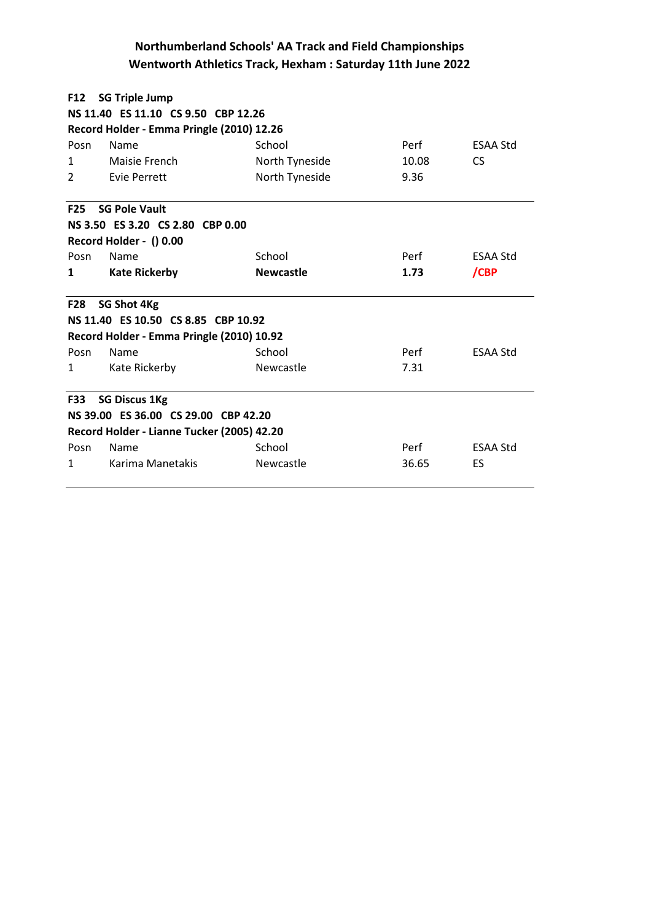## Northumberland Schools' AA Track and Field Championships
## Wentworth Athletics Track, Hexham : Saturday 11th June 2022

**F12 SG Triple Jump**

**NS 11.40 ES 11.10 CS 9.50 CBP 12.26**

**Record Holder - Emma Pringle (2010) 12.26**

| Posn | Name | School | Perf | ESAA Std |
|---|---|---|---|---|
| 1 | Maisie French | North Tyneside | 10.08 | CS |
| 2 | Evie Perrett | North Tyneside | 9.36 | |

**F25 SG Pole Vault**

**NS 3.50 ES 3.20 CS 2.80 CBP 0.00**

**Record Holder - () 0.00**

| Posn | Name | School | Perf | ESAA Std |
|---|---|---|---|---|
| **1** | **Kate Rickerby** | **Newcastle** | **1.73** | **/CBP** |

**F28 SG Shot 4Kg**

**NS 11.40 ES 10.50 CS 8.85 CBP 10.92**

**Record Holder - Emma Pringle (2010) 10.92**

| Posn | Name | School | Perf | ESAA Std |
|---|---|---|---|---|
| 1 | Kate Rickerby | Newcastle | 7.31 | |

**F33 SG Discus 1Kg**

**NS 39.00 ES 36.00 CS 29.00 CBP 42.20**

**Record Holder - Lianne Tucker (2005) 42.20**

| Posn | Name | School | Perf | ESAA Std |
|---|---|---|---|---|
| 1 | Karima Manetakis | Newcastle | 36.65 | ES |